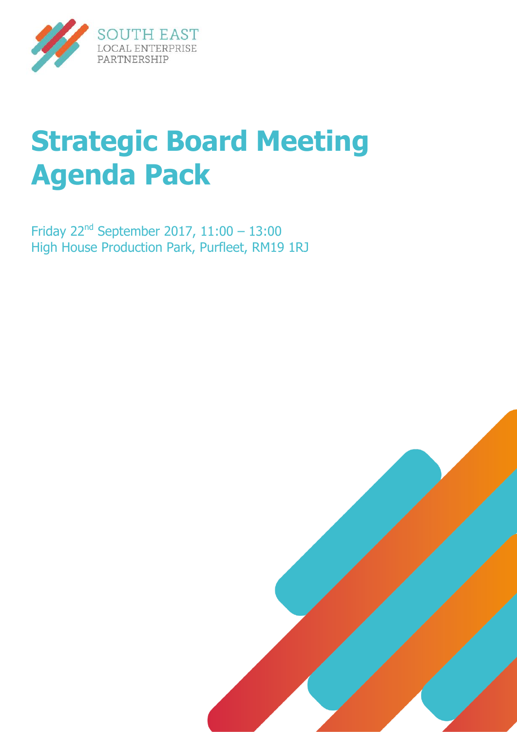SOUTH EAST
LOCAL ENTERPRISE
PARTNERSHIP

# Strategic Board Meeting Agenda Pack

Friday 22nd September 2017, 11:00 – 13:00
High House Production Park, Purfleet, RM19 1RJ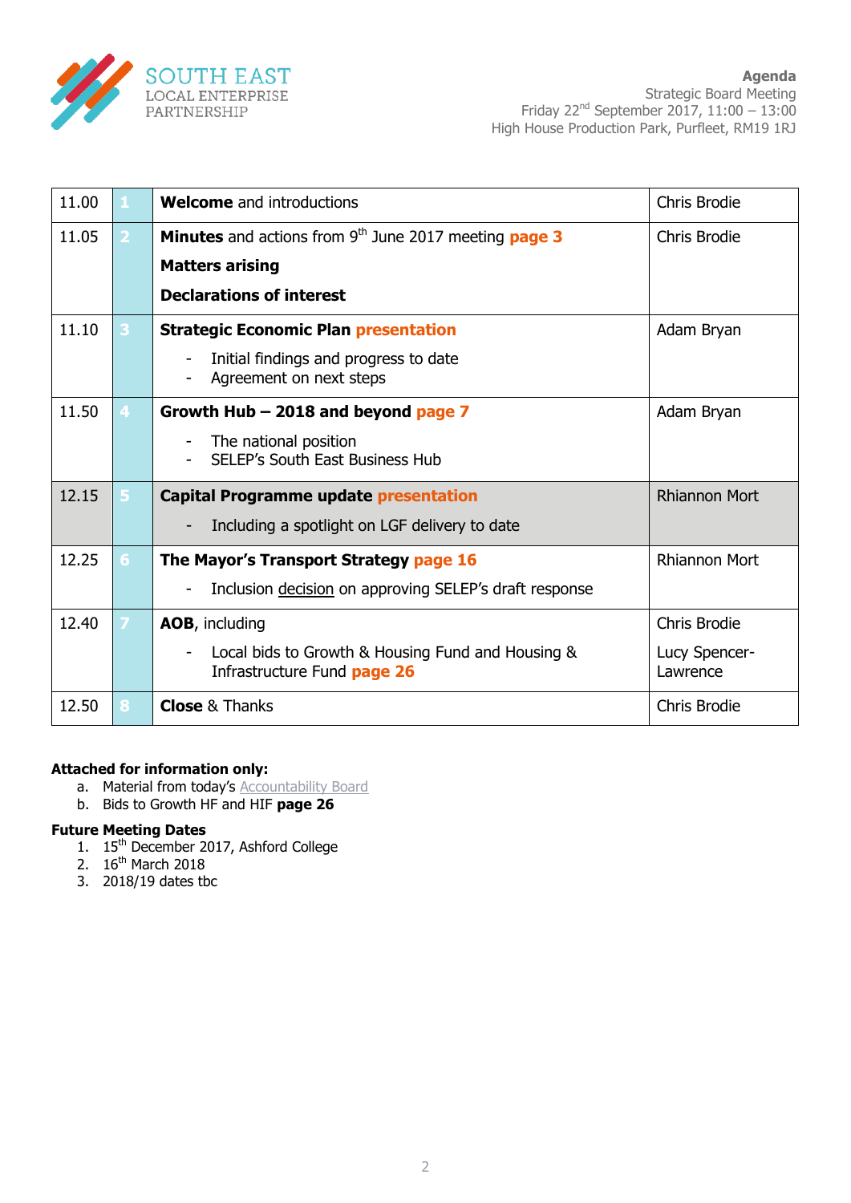SOUTH EAST LOCAL ENTERPRISE PARTNERSHIP

**Agenda**
Strategic Board Meeting
Friday 22nd September 2017, 11:00 – 13:00
High House Production Park, Purfleet, RM19 1RJ

| | | | |
|---|---|---|---|
| 11.00 | 1 | **Welcome** and introductions | Chris Brodie |
| 11.05 | 2 | **Minutes** and actions from 9th June 2017 meeting **page 3**<br>**Matters arising**<br>**Declarations of interest** | Chris Brodie |
| 11.10 | 3 | **Strategic Economic Plan presentation**<br>- Initial findings and progress to date<br>- Agreement on next steps | Adam Bryan |
| 11.50 | 4 | **Growth Hub – 2018 and beyond page 7**<br>- The national position<br>- SELEP's South East Business Hub | Adam Bryan |
| 12.15 | 5 | **Capital Programme update presentation**<br>- Including a spotlight on LGF delivery to date | Rhiannon Mort |
| 12.25 | 6 | **The Mayor's Transport Strategy page 16**<br>- Inclusion decision on approving SELEP's draft response | Rhiannon Mort |
| 12.40 | 7 | **AOB**, including<br>- Local bids to Growth & Housing Fund and Housing & Infrastructure Fund **page 26** | Chris Brodie<br>Lucy Spencer-Lawrence |
| 12.50 | 8 | **Close** & Thanks | Chris Brodie |

**Attached for information only:**

a. Material from today's Accountability Board
b. Bids to Growth HF and HIF **page 26**

**Future Meeting Dates**

1. 15th December 2017, Ashford College
2. 16th March 2018
3. 2018/19 dates tbc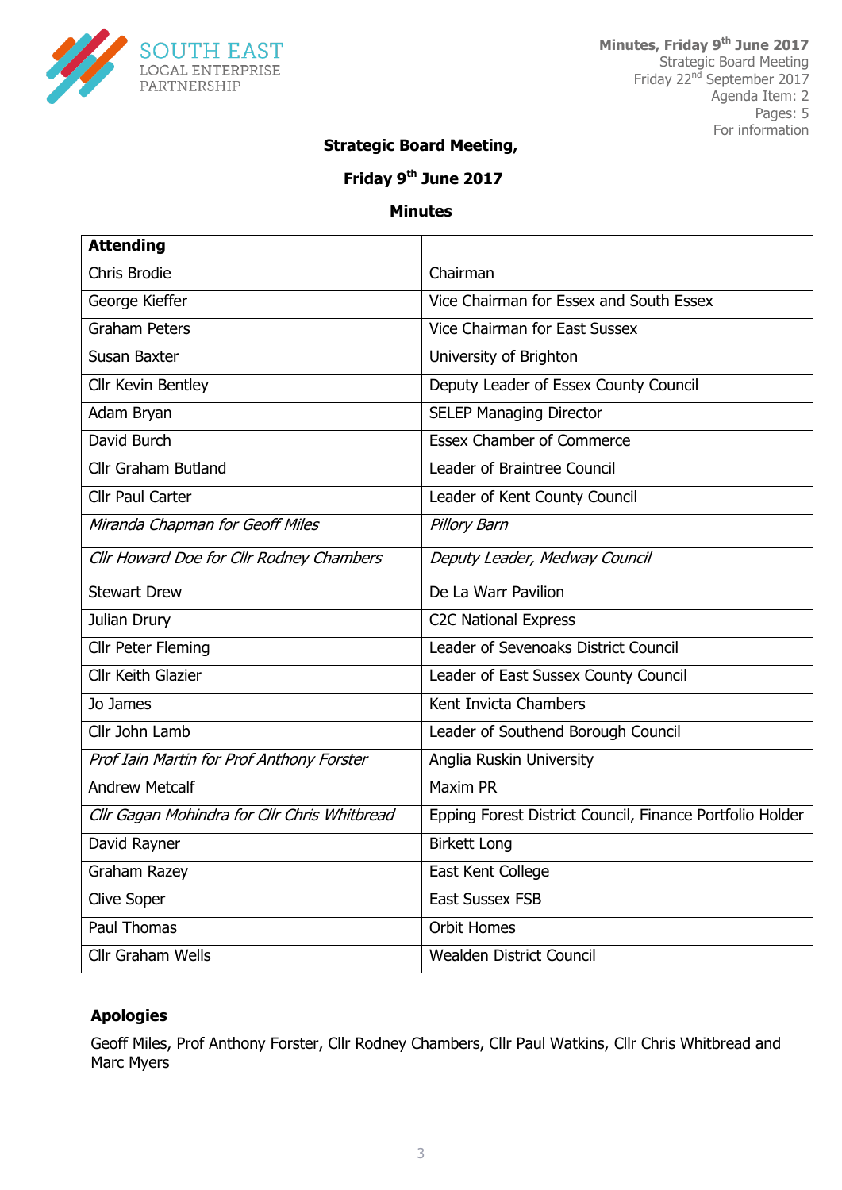Minutes, Friday 9th June 2017
Strategic Board Meeting
Friday 22nd September 2017
Agenda Item: 2
Pages: 5
For information

**Strategic Board Meeting,**

**Friday 9th June 2017**

**Minutes**

| **Attending** | |
|---|---|
| Chris Brodie | Chairman |
| George Kieffer | Vice Chairman for Essex and South Essex |
| Graham Peters | Vice Chairman for East Sussex |
| Susan Baxter | University of Brighton |
| Cllr Kevin Bentley | Deputy Leader of Essex County Council |
| Adam Bryan | SELEP Managing Director |
| David Burch | Essex Chamber of Commerce |
| Cllr Graham Butland | Leader of Braintree Council |
| Cllr Paul Carter | Leader of Kent County Council |
| *Miranda Chapman for Geoff Miles* | *Pillory Barn* |
| *Cllr Howard Doe for Cllr Rodney Chambers* | *Deputy Leader, Medway Council* |
| Stewart Drew | De La Warr Pavilion |
| Julian Drury | C2C National Express |
| Cllr Peter Fleming | Leader of Sevenoaks District Council |
| Cllr Keith Glazier | Leader of East Sussex County Council |
| Jo James | Kent Invicta Chambers |
| Cllr John Lamb | Leader of Southend Borough Council |
| *Prof Iain Martin for Prof Anthony Forster* | Anglia Ruskin University |
| Andrew Metcalf | Maxim PR |
| *Cllr Gagan Mohindra for Cllr Chris Whitbread* | Epping Forest District Council, Finance Portfolio Holder |
| David Rayner | Birkett Long |
| Graham Razey | East Kent College |
| Clive Soper | East Sussex FSB |
| Paul Thomas | Orbit Homes |
| Cllr Graham Wells | Wealden District Council |

**Apologies**

Geoff Miles, Prof Anthony Forster, Cllr Rodney Chambers, Cllr Paul Watkins, Cllr Chris Whitbread and Marc Myers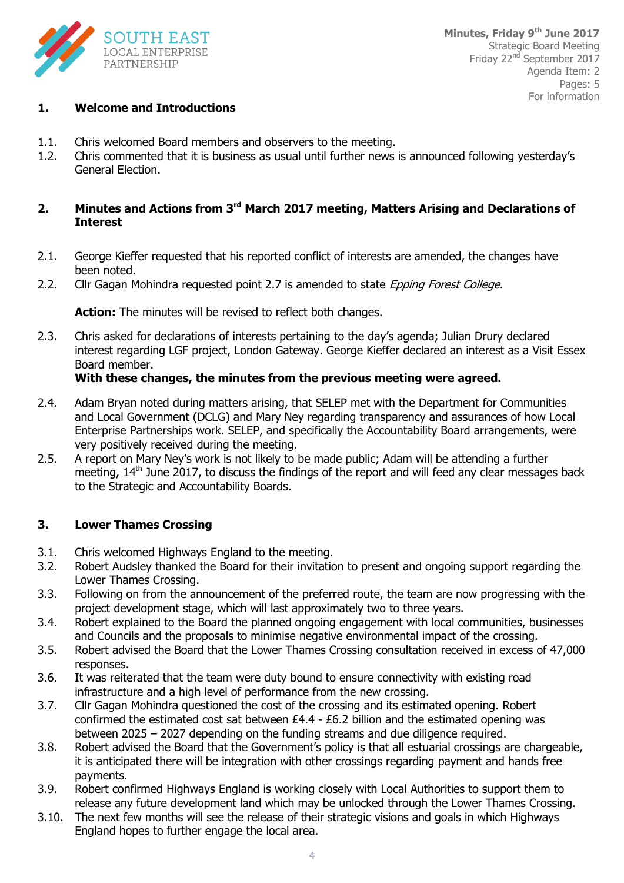**Minutes, Friday 9th June 2017**
Strategic Board Meeting
Friday 22nd September 2017
Agenda Item: 2
Pages: 5
For information

## 1. Welcome and Introductions

1.1. Chris welcomed Board members and observers to the meeting.

1.2. Chris commented that it is business as usual until further news is announced following yesterday's General Election.

## 2. Minutes and Actions from 3rd March 2017 meeting, Matters Arising and Declarations of Interest

2.1. George Kieffer requested that his reported conflict of interests are amended, the changes have been noted.

2.2. Cllr Gagan Mohindra requested point 2.7 is amended to state *Epping Forest College*.

**Action:** The minutes will be revised to reflect both changes.

2.3. Chris asked for declarations of interests pertaining to the day's agenda; Julian Drury declared interest regarding LGF project, London Gateway. George Kieffer declared an interest as a Visit Essex Board member.
**With these changes, the minutes from the previous meeting were agreed.**

2.4. Adam Bryan noted during matters arising, that SELEP met with the Department for Communities and Local Government (DCLG) and Mary Ney regarding transparency and assurances of how Local Enterprise Partnerships work. SELEP, and specifically the Accountability Board arrangements, were very positively received during the meeting.

2.5. A report on Mary Ney's work is not likely to be made public; Adam will be attending a further meeting, 14th June 2017, to discuss the findings of the report and will feed any clear messages back to the Strategic and Accountability Boards.

## 3. Lower Thames Crossing

3.1. Chris welcomed Highways England to the meeting.

3.2. Robert Audsley thanked the Board for their invitation to present and ongoing support regarding the Lower Thames Crossing.

3.3. Following on from the announcement of the preferred route, the team are now progressing with the project development stage, which will last approximately two to three years.

3.4. Robert explained to the Board the planned ongoing engagement with local communities, businesses and Councils and the proposals to minimise negative environmental impact of the crossing.

3.5. Robert advised the Board that the Lower Thames Crossing consultation received in excess of 47,000 responses.

3.6. It was reiterated that the team were duty bound to ensure connectivity with existing road infrastructure and a high level of performance from the new crossing.

3.7. Cllr Gagan Mohindra questioned the cost of the crossing and its estimated opening. Robert confirmed the estimated cost sat between £4.4 - £6.2 billion and the estimated opening was between 2025 – 2027 depending on the funding streams and due diligence required.

3.8. Robert advised the Board that the Government's policy is that all estuarial crossings are chargeable, it is anticipated there will be integration with other crossings regarding payment and hands free payments.

3.9. Robert confirmed Highways England is working closely with Local Authorities to support them to release any future development land which may be unlocked through the Lower Thames Crossing.

3.10. The next few months will see the release of their strategic visions and goals in which Highways England hopes to further engage the local area.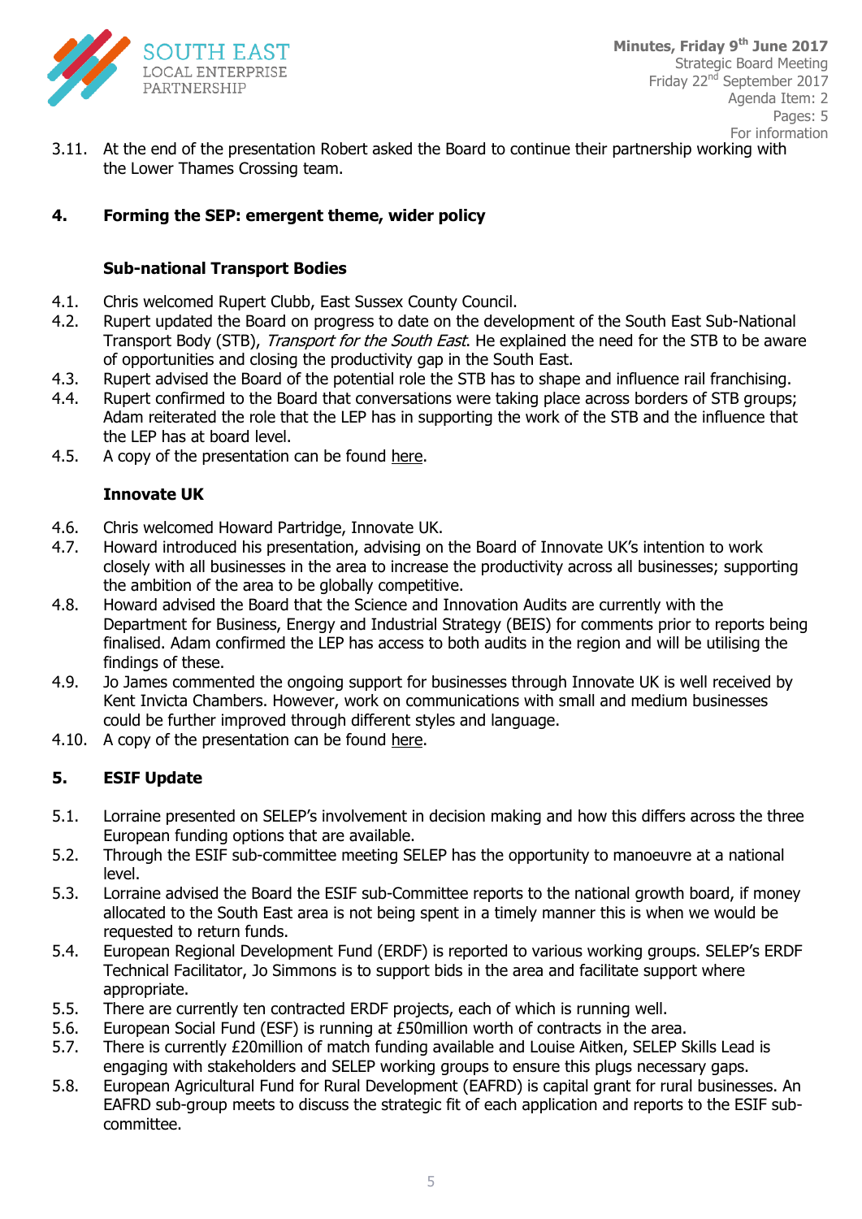3.11. At the end of the presentation Robert asked the Board to continue their partnership working with the Lower Thames Crossing team.

## 4. Forming the SEP: emergent theme, wider policy

### Sub-national Transport Bodies

4.1. Chris welcomed Rupert Clubb, East Sussex County Council.

4.2. Rupert updated the Board on progress to date on the development of the South East Sub-National Transport Body (STB), *Transport for the South East*. He explained the need for the STB to be aware of opportunities and closing the productivity gap in the South East.

4.3. Rupert advised the Board of the potential role the STB has to shape and influence rail franchising.

4.4. Rupert confirmed to the Board that conversations were taking place across borders of STB groups; Adam reiterated the role that the LEP has in supporting the work of the STB and the influence that the LEP has at board level.

4.5. A copy of the presentation can be found here.

### Innovate UK

4.6. Chris welcomed Howard Partridge, Innovate UK.

4.7. Howard introduced his presentation, advising on the Board of Innovate UK's intention to work closely with all businesses in the area to increase the productivity across all businesses; supporting the ambition of the area to be globally competitive.

4.8. Howard advised the Board that the Science and Innovation Audits are currently with the Department for Business, Energy and Industrial Strategy (BEIS) for comments prior to reports being finalised. Adam confirmed the LEP has access to both audits in the region and will be utilising the findings of these.

4.9. Jo James commented the ongoing support for businesses through Innovate UK is well received by Kent Invicta Chambers. However, work on communications with small and medium businesses could be further improved through different styles and language.

4.10. A copy of the presentation can be found here.

## 5. ESIF Update

5.1. Lorraine presented on SELEP's involvement in decision making and how this differs across the three European funding options that are available.

5.2. Through the ESIF sub-committee meeting SELEP has the opportunity to manoeuvre at a national level.

5.3. Lorraine advised the Board the ESIF sub-Committee reports to the national growth board, if money allocated to the South East area is not being spent in a timely manner this is when we would be requested to return funds.

5.4. European Regional Development Fund (ERDF) is reported to various working groups. SELEP's ERDF Technical Facilitator, Jo Simmons is to support bids in the area and facilitate support where appropriate.

5.5. There are currently ten contracted ERDF projects, each of which is running well.

5.6. European Social Fund (ESF) is running at £50million worth of contracts in the area.

5.7. There is currently £20million of match funding available and Louise Aitken, SELEP Skills Lead is engaging with stakeholders and SELEP working groups to ensure this plugs necessary gaps.

5.8. European Agricultural Fund for Rural Development (EAFRD) is capital grant for rural businesses. An EAFRD sub-group meets to discuss the strategic fit of each application and reports to the ESIF sub-committee.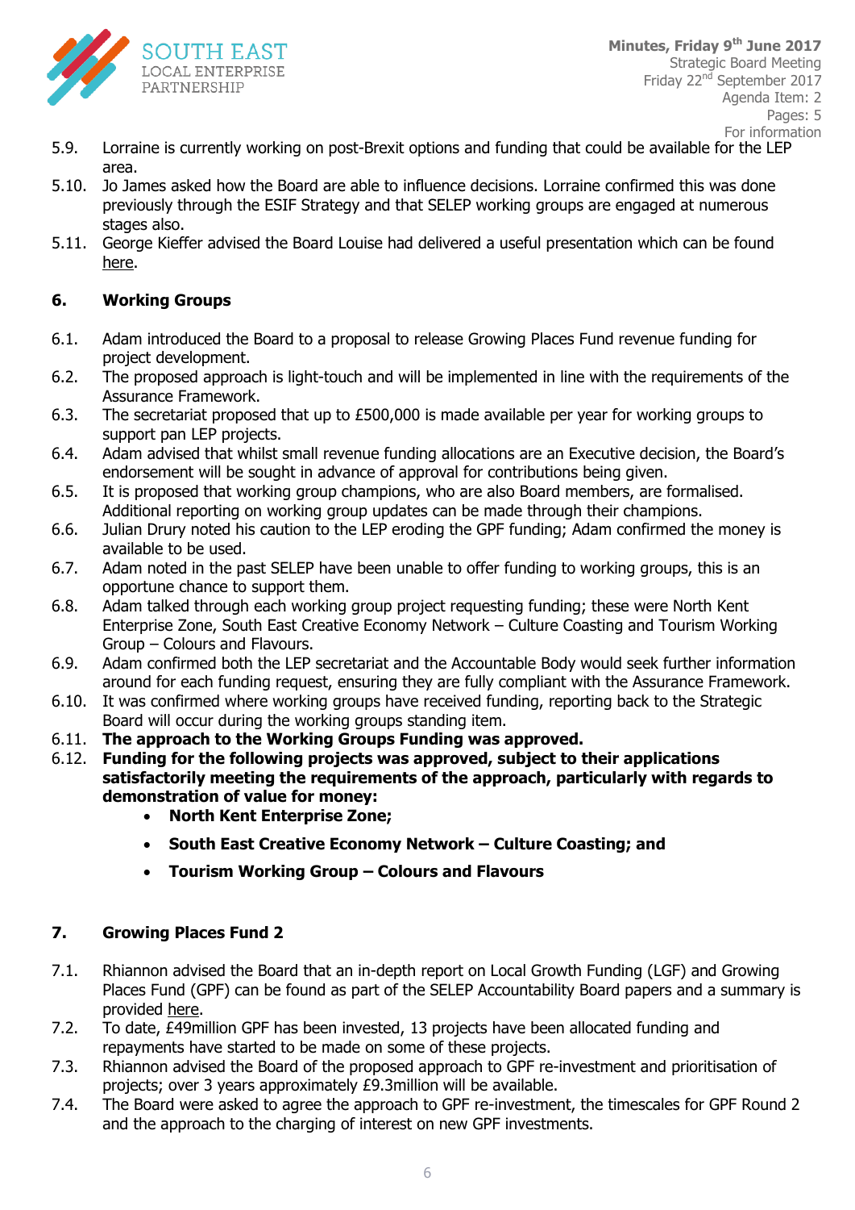5.9. Lorraine is currently working on post-Brexit options and funding that could be available for the LEP area.

5.10. Jo James asked how the Board are able to influence decisions. Lorraine confirmed this was done previously through the ESIF Strategy and that SELEP working groups are engaged at numerous stages also.

5.11. George Kieffer advised the Board Louise had delivered a useful presentation which can be found here.

## 6. Working Groups

6.1. Adam introduced the Board to a proposal to release Growing Places Fund revenue funding for project development.

6.2. The proposed approach is light-touch and will be implemented in line with the requirements of the Assurance Framework.

6.3. The secretariat proposed that up to £500,000 is made available per year for working groups to support pan LEP projects.

6.4. Adam advised that whilst small revenue funding allocations are an Executive decision, the Board's endorsement will be sought in advance of approval for contributions being given.

6.5. It is proposed that working group champions, who are also Board members, are formalised. Additional reporting on working group updates can be made through their champions.

6.6. Julian Drury noted his caution to the LEP eroding the GPF funding; Adam confirmed the money is available to be used.

6.7. Adam noted in the past SELEP have been unable to offer funding to working groups, this is an opportune chance to support them.

6.8. Adam talked through each working group project requesting funding; these were North Kent Enterprise Zone, South East Creative Economy Network – Culture Coasting and Tourism Working Group – Colours and Flavours.

6.9. Adam confirmed both the LEP secretariat and the Accountable Body would seek further information around for each funding request, ensuring they are fully compliant with the Assurance Framework.

6.10. It was confirmed where working groups have received funding, reporting back to the Strategic Board will occur during the working groups standing item.

6.11. **The approach to the Working Groups Funding was approved.**

6.12. **Funding for the following projects was approved, subject to their applications satisfactorily meeting the requirements of the approach, particularly with regards to demonstration of value for money:**

- **North Kent Enterprise Zone;**
- **South East Creative Economy Network – Culture Coasting; and**
- **Tourism Working Group – Colours and Flavours**

## 7. Growing Places Fund 2

7.1. Rhiannon advised the Board that an in-depth report on Local Growth Funding (LGF) and Growing Places Fund (GPF) can be found as part of the SELEP Accountability Board papers and a summary is provided here.

7.2. To date, £49million GPF has been invested, 13 projects have been allocated funding and repayments have started to be made on some of these projects.

7.3. Rhiannon advised the Board of the proposed approach to GPF re-investment and prioritisation of projects; over 3 years approximately £9.3million will be available.

7.4. The Board were asked to agree the approach to GPF re-investment, the timescales for GPF Round 2 and the approach to the charging of interest on new GPF investments.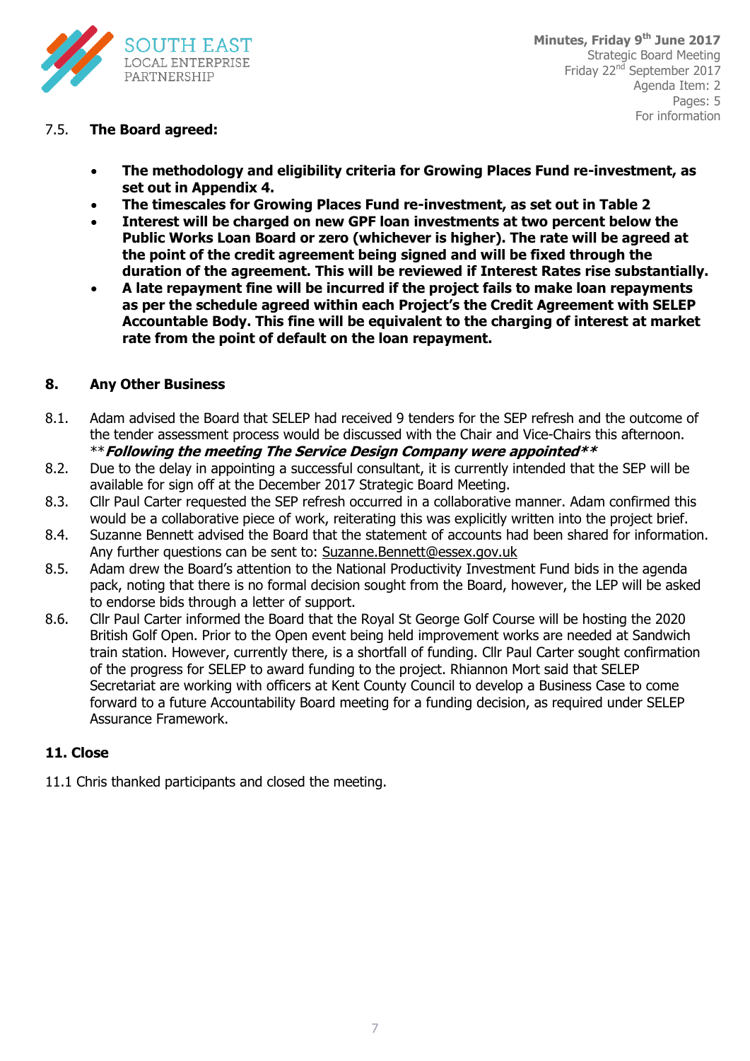7.5. **The Board agreed:**

- **The methodology and eligibility criteria for Growing Places Fund re-investment, as set out in Appendix 4.**
- **The timescales for Growing Places Fund re-investment, as set out in Table 2**
- **Interest will be charged on new GPF loan investments at two percent below the Public Works Loan Board or zero (whichever is higher). The rate will be agreed at the point of the credit agreement being signed and will be fixed through the duration of the agreement. This will be reviewed if Interest Rates rise substantially.**
- **A late repayment fine will be incurred if the project fails to make loan repayments as per the schedule agreed within each Project's the Credit Agreement with SELEP Accountable Body. This fine will be equivalent to the charging of interest at market rate from the point of default on the loan repayment.**

## 8. Any Other Business

8.1. Adam advised the Board that SELEP had received 9 tenders for the SEP refresh and the outcome of the tender assessment process would be discussed with the Chair and Vice-Chairs this afternoon. ***\*Following the meeting The Service Design Company were appointed\*\****

8.2. Due to the delay in appointing a successful consultant, it is currently intended that the SEP will be available for sign off at the December 2017 Strategic Board Meeting.

8.3. Cllr Paul Carter requested the SEP refresh occurred in a collaborative manner. Adam confirmed this would be a collaborative piece of work, reiterating this was explicitly written into the project brief.

8.4. Suzanne Bennett advised the Board that the statement of accounts had been shared for information. Any further questions can be sent to: Suzanne.Bennett@essex.gov.uk

8.5. Adam drew the Board's attention to the National Productivity Investment Fund bids in the agenda pack, noting that there is no formal decision sought from the Board, however, the LEP will be asked to endorse bids through a letter of support.

8.6. Cllr Paul Carter informed the Board that the Royal St George Golf Course will be hosting the 2020 British Golf Open. Prior to the Open event being held improvement works are needed at Sandwich train station. However, currently there, is a shortfall of funding. Cllr Paul Carter sought confirmation of the progress for SELEP to award funding to the project. Rhiannon Mort said that SELEP Secretariat are working with officers at Kent County Council to develop a Business Case to come forward to a future Accountability Board meeting for a funding decision, as required under SELEP Assurance Framework.

## 11. Close

11.1 Chris thanked participants and closed the meeting.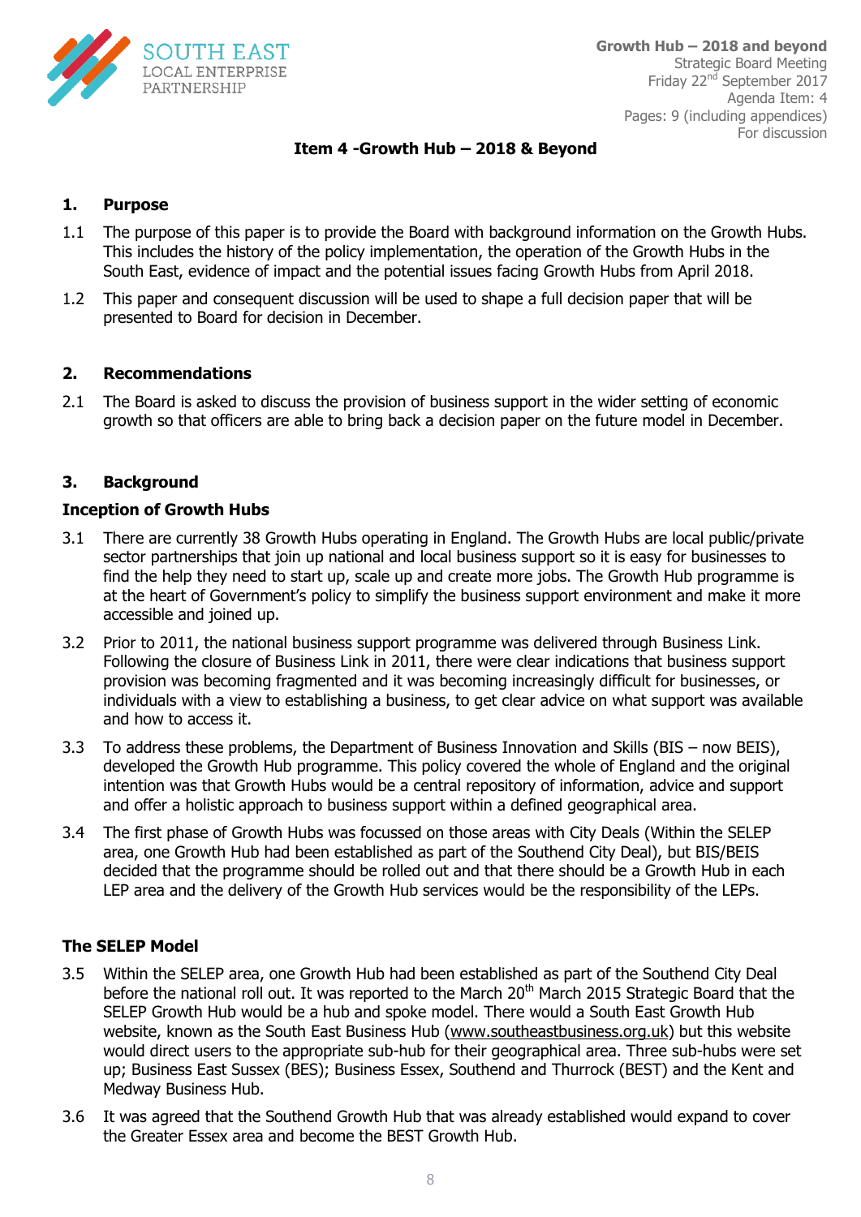Growth Hub – 2018 and beyond
Strategic Board Meeting
Friday 22nd September 2017
Agenda Item: 4
Pages: 9 (including appendices)
For discussion

# Item 4 -Growth Hub – 2018 & Beyond

## 1. Purpose

1.1 The purpose of this paper is to provide the Board with background information on the Growth Hubs. This includes the history of the policy implementation, the operation of the Growth Hubs in the South East, evidence of impact and the potential issues facing Growth Hubs from April 2018.

1.2 This paper and consequent discussion will be used to shape a full decision paper that will be presented to Board for decision in December.

## 2. Recommendations

2.1 The Board is asked to discuss the provision of business support in the wider setting of economic growth so that officers are able to bring back a decision paper on the future model in December.

## 3. Background

### Inception of Growth Hubs

3.1 There are currently 38 Growth Hubs operating in England. The Growth Hubs are local public/private sector partnerships that join up national and local business support so it is easy for businesses to find the help they need to start up, scale up and create more jobs. The Growth Hub programme is at the heart of Government's policy to simplify the business support environment and make it more accessible and joined up.

3.2 Prior to 2011, the national business support programme was delivered through Business Link. Following the closure of Business Link in 2011, there were clear indications that business support provision was becoming fragmented and it was becoming increasingly difficult for businesses, or individuals with a view to establishing a business, to get clear advice on what support was available and how to access it.

3.3 To address these problems, the Department of Business Innovation and Skills (BIS – now BEIS), developed the Growth Hub programme. This policy covered the whole of England and the original intention was that Growth Hubs would be a central repository of information, advice and support and offer a holistic approach to business support within a defined geographical area.

3.4 The first phase of Growth Hubs was focussed on those areas with City Deals (Within the SELEP area, one Growth Hub had been established as part of the Southend City Deal), but BIS/BEIS decided that the programme should be rolled out and that there should be a Growth Hub in each LEP area and the delivery of the Growth Hub services would be the responsibility of the LEPs.

### The SELEP Model

3.5 Within the SELEP area, one Growth Hub had been established as part of the Southend City Deal before the national roll out. It was reported to the March 20th March 2015 Strategic Board that the SELEP Growth Hub would be a hub and spoke model. There would a South East Growth Hub website, known as the South East Business Hub (www.southeastbusiness.org.uk) but this website would direct users to the appropriate sub-hub for their geographical area. Three sub-hubs were set up; Business East Sussex (BES); Business Essex, Southend and Thurrock (BEST) and the Kent and Medway Business Hub.

3.6 It was agreed that the Southend Growth Hub that was already established would expand to cover the Greater Essex area and become the BEST Growth Hub.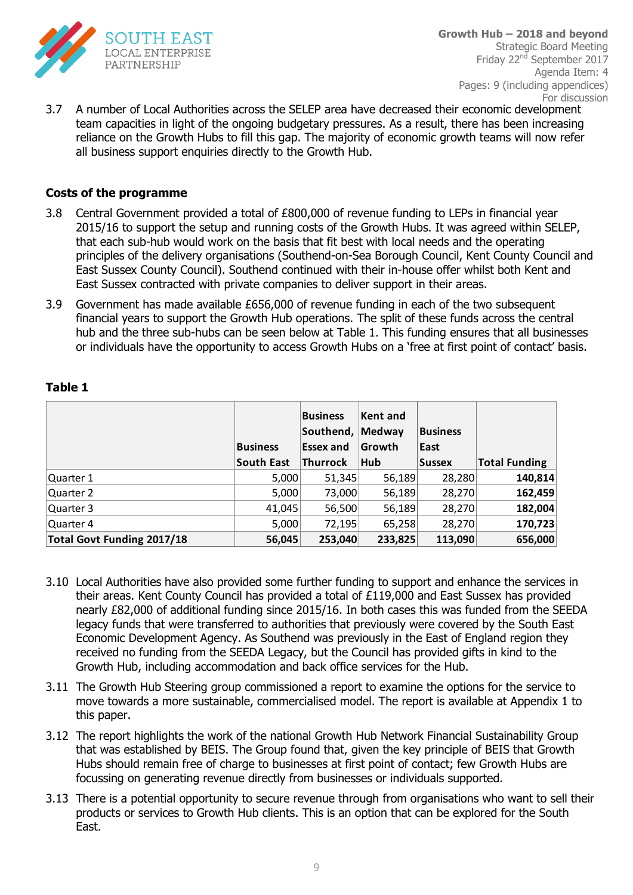3.7 A number of Local Authorities across the SELEP area have decreased their economic development team capacities in light of the ongoing budgetary pressures. As a result, there has been increasing reliance on the Growth Hubs to fill this gap. The majority of economic growth teams will now refer all business support enquiries directly to the Growth Hub.

**Costs of the programme**

3.8 Central Government provided a total of £800,000 of revenue funding to LEPs in financial year 2015/16 to support the setup and running costs of the Growth Hubs. It was agreed within SELEP, that each sub-hub would work on the basis that fit best with local needs and the operating principles of the delivery organisations (Southend-on-Sea Borough Council, Kent County Council and East Sussex County Council). Southend continued with their in-house offer whilst both Kent and East Sussex contracted with private companies to deliver support in their areas.

3.9 Government has made available £656,000 of revenue funding in each of the two subsequent financial years to support the Growth Hub operations. The split of these funds across the central hub and the three sub-hubs can be seen below at Table 1. This funding ensures that all businesses or individuals have the opportunity to access Growth Hubs on a 'free at first point of contact' basis.

**Table 1**

| | Business South East | Business Southend, Essex and Thurrock | Kent and Medway Growth Hub | Business East Sussex | Total Funding |
|---|---|---|---|---|---|
| Quarter 1 | 5,000 | 51,345 | 56,189 | 28,280 | **140,814** |
| Quarter 2 | 5,000 | 73,000 | 56,189 | 28,270 | **162,459** |
| Quarter 3 | 41,045 | 56,500 | 56,189 | 28,270 | **182,004** |
| Quarter 4 | 5,000 | 72,195 | 65,258 | 28,270 | **170,723** |
| **Total Govt Funding 2017/18** | **56,045** | **253,040** | **233,825** | **113,090** | **656,000** |

3.10 Local Authorities have also provided some further funding to support and enhance the services in their areas. Kent County Council has provided a total of £119,000 and East Sussex has provided nearly £82,000 of additional funding since 2015/16. In both cases this was funded from the SEEDA legacy funds that were transferred to authorities that previously were covered by the South East Economic Development Agency. As Southend was previously in the East of England region they received no funding from the SEEDA Legacy, but the Council has provided gifts in kind to the Growth Hub, including accommodation and back office services for the Hub.

3.11 The Growth Hub Steering group commissioned a report to examine the options for the service to move towards a more sustainable, commercialised model. The report is available at Appendix 1 to this paper.

3.12 The report highlights the work of the national Growth Hub Network Financial Sustainability Group that was established by BEIS. The Group found that, given the key principle of BEIS that Growth Hubs should remain free of charge to businesses at first point of contact; few Growth Hubs are focussing on generating revenue directly from businesses or individuals supported.

3.13 There is a potential opportunity to secure revenue through from organisations who want to sell their products or services to Growth Hub clients. This is an option that can be explored for the South East.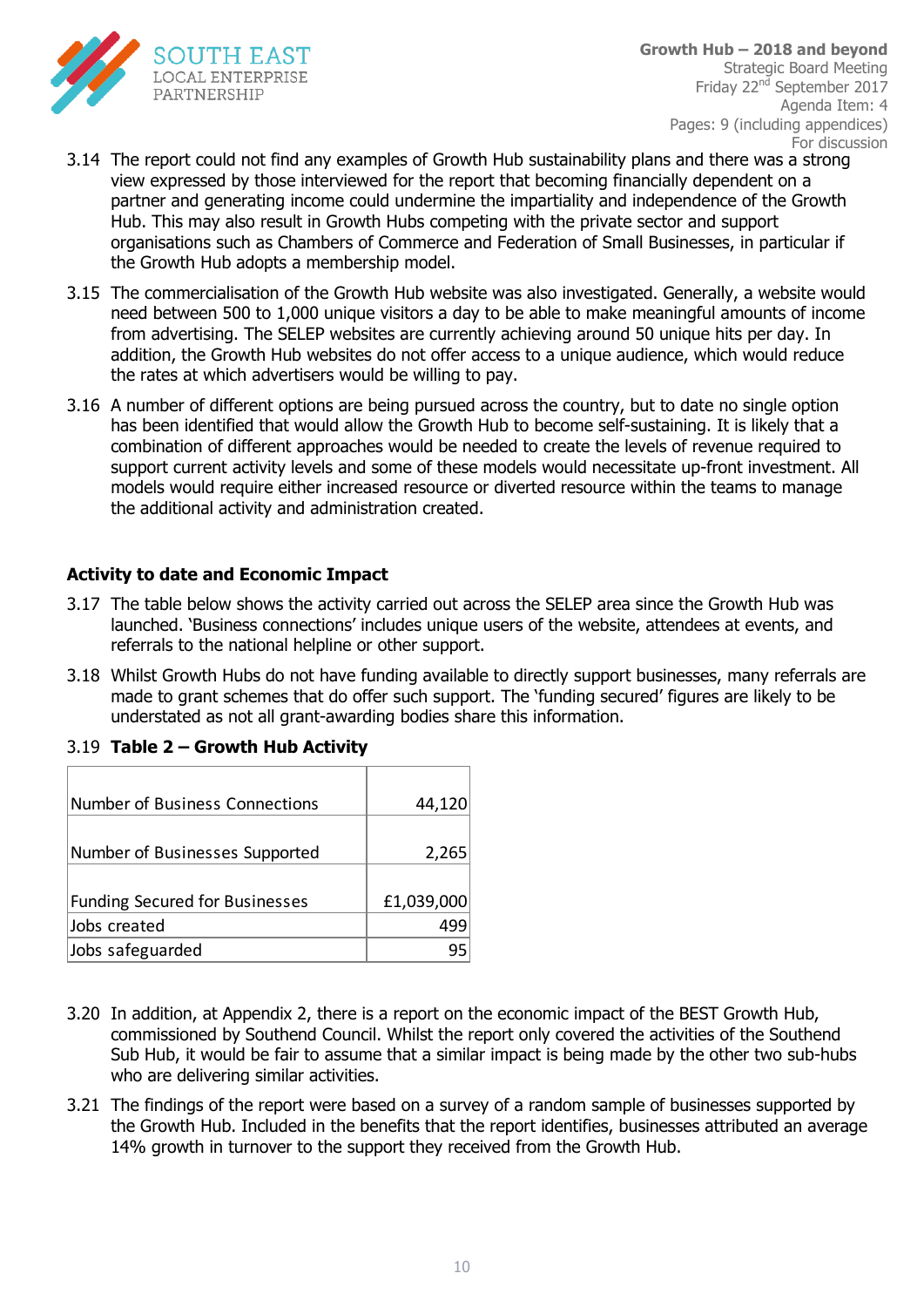3.14 The report could not find any examples of Growth Hub sustainability plans and there was a strong view expressed by those interviewed for the report that becoming financially dependent on a partner and generating income could undermine the impartiality and independence of the Growth Hub. This may also result in Growth Hubs competing with the private sector and support organisations such as Chambers of Commerce and Federation of Small Businesses, in particular if the Growth Hub adopts a membership model.

3.15 The commercialisation of the Growth Hub website was also investigated. Generally, a website would need between 500 to 1,000 unique visitors a day to be able to make meaningful amounts of income from advertising. The SELEP websites are currently achieving around 50 unique hits per day. In addition, the Growth Hub websites do not offer access to a unique audience, which would reduce the rates at which advertisers would be willing to pay.

3.16 A number of different options are being pursued across the country, but to date no single option has been identified that would allow the Growth Hub to become self-sustaining. It is likely that a combination of different approaches would be needed to create the levels of revenue required to support current activity levels and some of these models would necessitate up-front investment. All models would require either increased resource or diverted resource within the teams to manage the additional activity and administration created.

**Activity to date and Economic Impact**

3.17 The table below shows the activity carried out across the SELEP area since the Growth Hub was launched. 'Business connections' includes unique users of the website, attendees at events, and referrals to the national helpline or other support.

3.18 Whilst Growth Hubs do not have funding available to directly support businesses, many referrals are made to grant schemes that do offer such support. The 'funding secured' figures are likely to be understated as not all grant-awarding bodies share this information.

3.19 **Table 2 – Growth Hub Activity**

| | |
|---|---:|
| Number of Business Connections | 44,120 |
| Number of Businesses Supported | 2,265 |
| Funding Secured for Businesses | £1,039,000 |
| Jobs created | 499 |
| Jobs safeguarded | 95 |

3.20 In addition, at Appendix 2, there is a report on the economic impact of the BEST Growth Hub, commissioned by Southend Council. Whilst the report only covered the activities of the Southend Sub Hub, it would be fair to assume that a similar impact is being made by the other two sub-hubs who are delivering similar activities.

3.21 The findings of the report were based on a survey of a random sample of businesses supported by the Growth Hub. Included in the benefits that the report identifies, businesses attributed an average 14% growth in turnover to the support they received from the Growth Hub.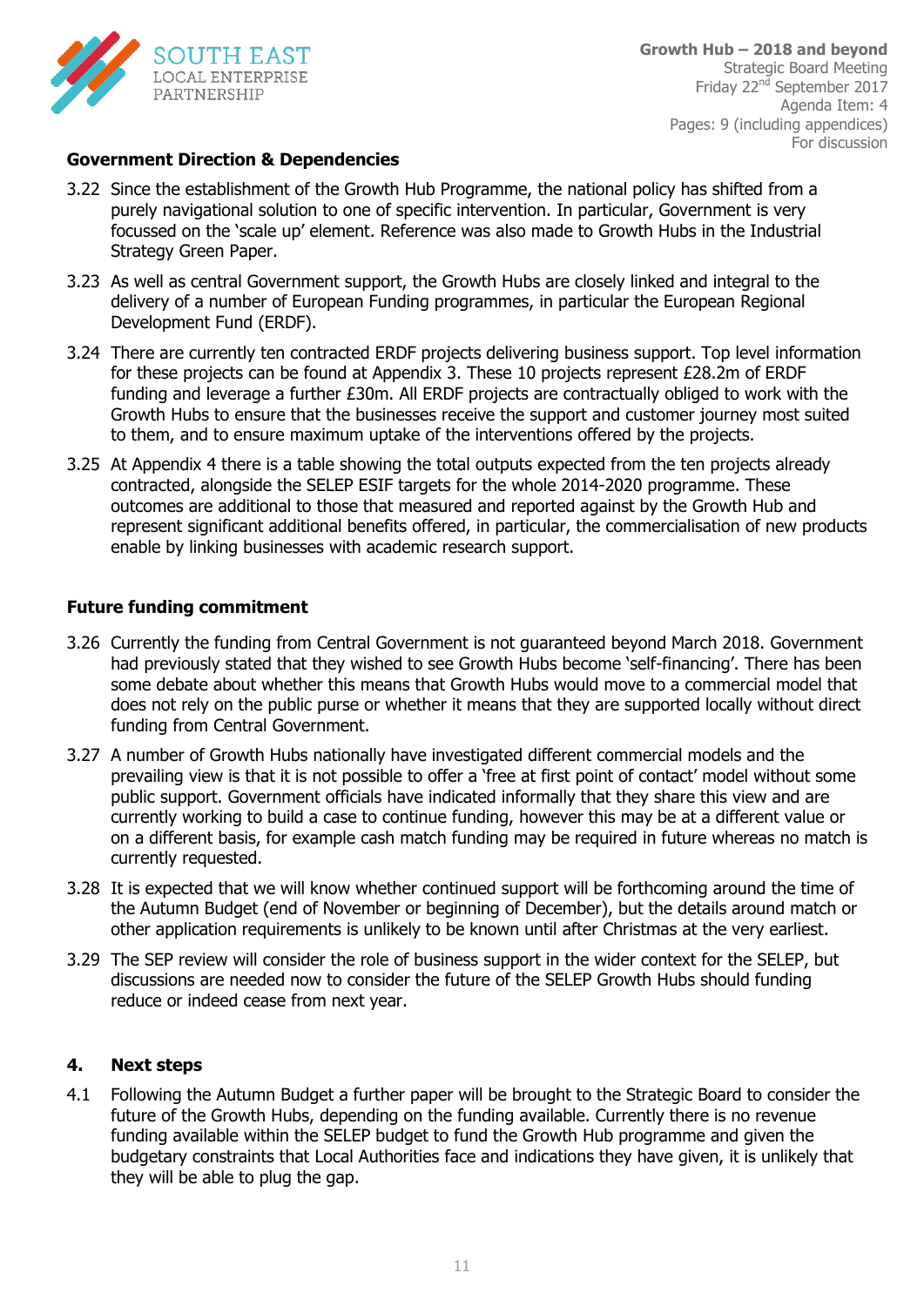**Government Direction & Dependencies**

3.22 Since the establishment of the Growth Hub Programme, the national policy has shifted from a purely navigational solution to one of specific intervention. In particular, Government is very focussed on the 'scale up' element. Reference was also made to Growth Hubs in the Industrial Strategy Green Paper.

3.23 As well as central Government support, the Growth Hubs are closely linked and integral to the delivery of a number of European Funding programmes, in particular the European Regional Development Fund (ERDF).

3.24 There are currently ten contracted ERDF projects delivering business support. Top level information for these projects can be found at Appendix 3. These 10 projects represent £28.2m of ERDF funding and leverage a further £30m. All ERDF projects are contractually obliged to work with the Growth Hubs to ensure that the businesses receive the support and customer journey most suited to them, and to ensure maximum uptake of the interventions offered by the projects.

3.25 At Appendix 4 there is a table showing the total outputs expected from the ten projects already contracted, alongside the SELEP ESIF targets for the whole 2014-2020 programme. These outcomes are additional to those that measured and reported against by the Growth Hub and represent significant additional benefits offered, in particular, the commercialisation of new products enable by linking businesses with academic research support.

**Future funding commitment**

3.26 Currently the funding from Central Government is not guaranteed beyond March 2018. Government had previously stated that they wished to see Growth Hubs become 'self-financing'. There has been some debate about whether this means that Growth Hubs would move to a commercial model that does not rely on the public purse or whether it means that they are supported locally without direct funding from Central Government.

3.27 A number of Growth Hubs nationally have investigated different commercial models and the prevailing view is that it is not possible to offer a 'free at first point of contact' model without some public support. Government officials have indicated informally that they share this view and are currently working to build a case to continue funding, however this may be at a different value or on a different basis, for example cash match funding may be required in future whereas no match is currently requested.

3.28 It is expected that we will know whether continued support will be forthcoming around the time of the Autumn Budget (end of November or beginning of December), but the details around match or other application requirements is unlikely to be known until after Christmas at the very earliest.

3.29 The SEP review will consider the role of business support in the wider context for the SELEP, but discussions are needed now to consider the future of the SELEP Growth Hubs should funding reduce or indeed cease from next year.

## 4. Next steps

4.1 Following the Autumn Budget a further paper will be brought to the Strategic Board to consider the future of the Growth Hubs, depending on the funding available. Currently there is no revenue funding available within the SELEP budget to fund the Growth Hub programme and given the budgetary constraints that Local Authorities face and indications they have given, it is unlikely that they will be able to plug the gap.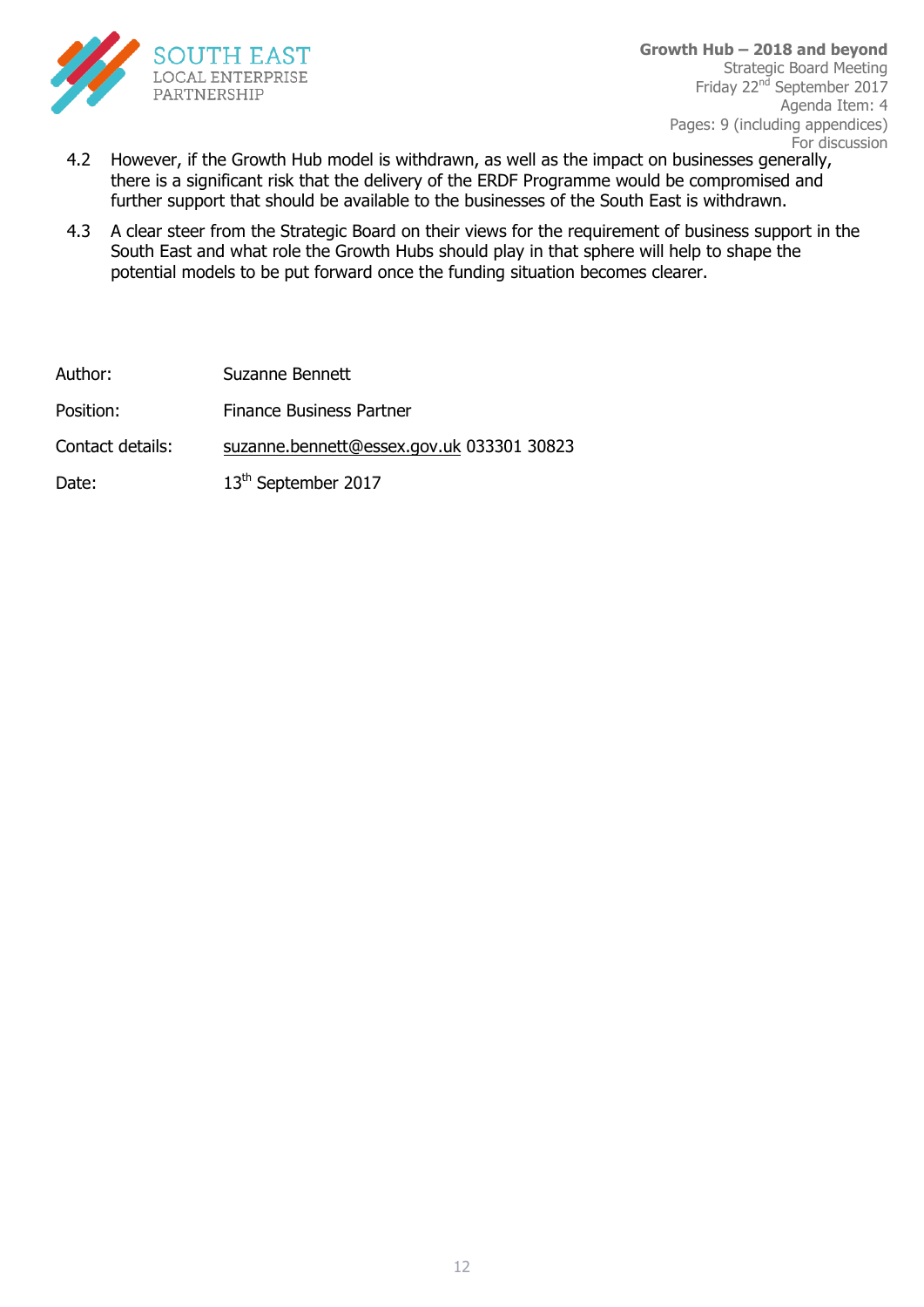4.2 However, if the Growth Hub model is withdrawn, as well as the impact on businesses generally, there is a significant risk that the delivery of the ERDF Programme would be compromised and further support that should be available to the businesses of the South East is withdrawn.

4.3 A clear steer from the Strategic Board on their views for the requirement of business support in the South East and what role the Growth Hubs should play in that sphere will help to shape the potential models to be put forward once the funding situation becomes clearer.

| | |
|---|---|
| Author: | Suzanne Bennett |
| Position: | Finance Business Partner |
| Contact details: | suzanne.bennett@essex.gov.uk 033301 30823 |
| Date: | 13th September 2017 |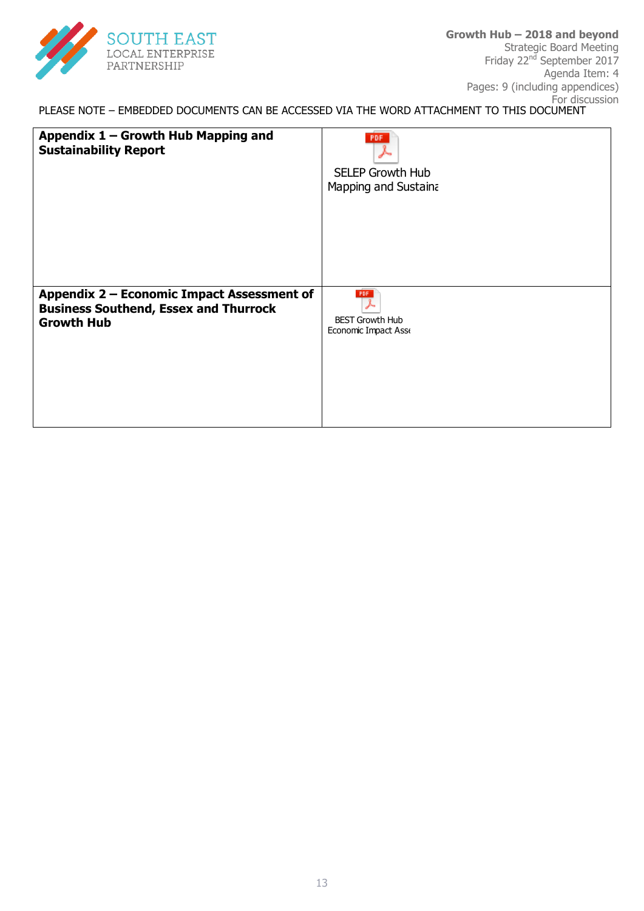PLEASE NOTE – EMBEDDED DOCUMENTS CAN BE ACCESSED VIA THE WORD ATTACHMENT TO THIS DOCUMENT

| | |
|---|---|
| **Appendix 1 – Growth Hub Mapping and Sustainability Report** | SELEP Growth Hub Mapping and Sustaina |
| **Appendix 2 – Economic Impact Assessment of Business Southend, Essex and Thurrock Growth Hub** | BEST Growth Hub Economic Impact Asse |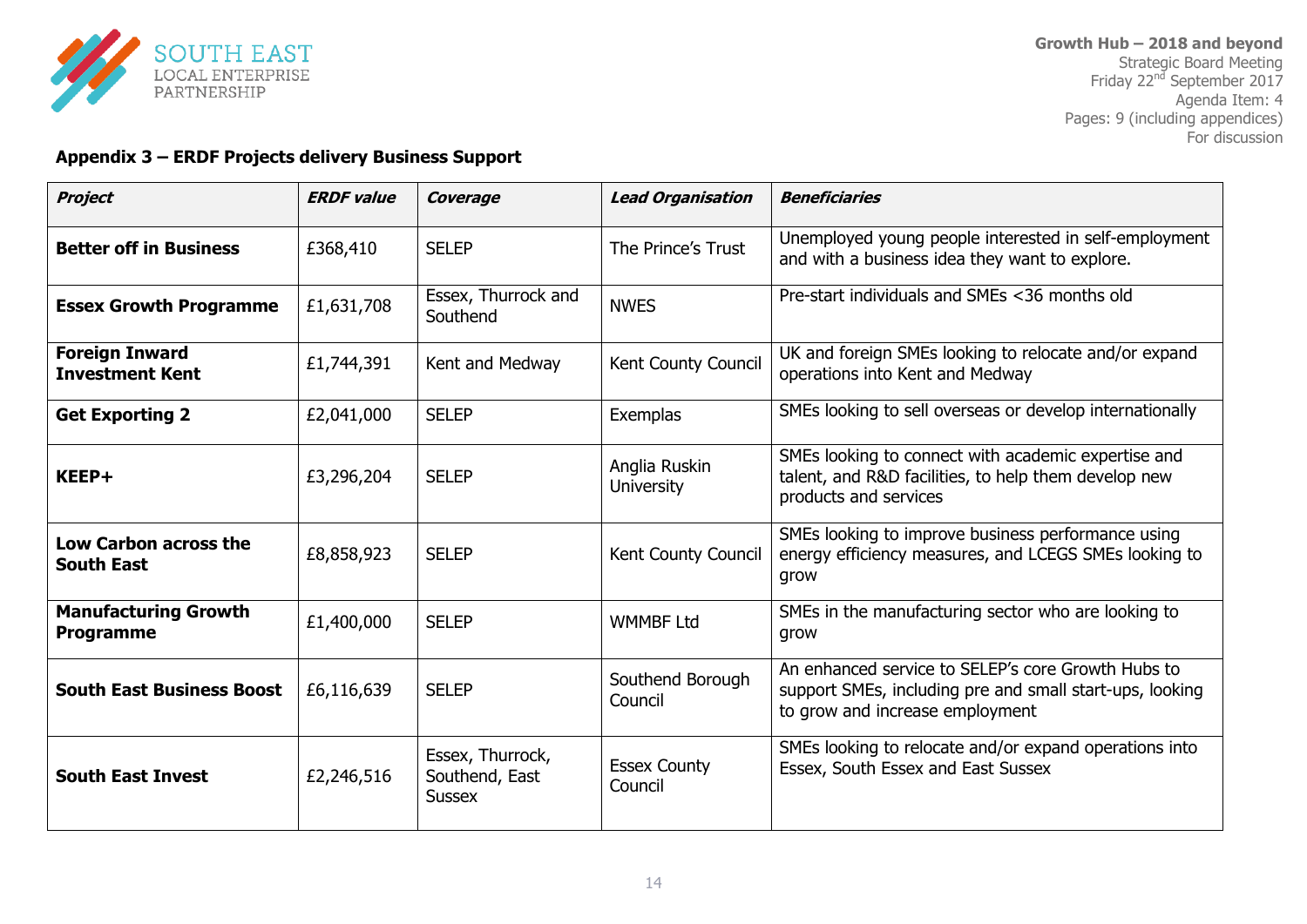**Appendix 3 – ERDF Projects delivery Business Support**

| *Project* | *ERDF value* | *Coverage* | *Lead Organisation* | *Beneficiaries* |
|---|---|---|---|---|
| **Better off in Business** | £368,410 | SELEP | The Prince's Trust | Unemployed young people interested in self-employment and with a business idea they want to explore. |
| **Essex Growth Programme** | £1,631,708 | Essex, Thurrock and Southend | NWES | Pre-start individuals and SMEs <36 months old |
| **Foreign Inward Investment Kent** | £1,744,391 | Kent and Medway | Kent County Council | UK and foreign SMEs looking to relocate and/or expand operations into Kent and Medway |
| **Get Exporting 2** | £2,041,000 | SELEP | Exemplas | SMEs looking to sell overseas or develop internationally |
| **KEEP+** | £3,296,204 | SELEP | Anglia Ruskin University | SMEs looking to connect with academic expertise and talent, and R&D facilities, to help them develop new products and services |
| **Low Carbon across the South East** | £8,858,923 | SELEP | Kent County Council | SMEs looking to improve business performance using energy efficiency measures, and LCEGS SMEs looking to grow |
| **Manufacturing Growth Programme** | £1,400,000 | SELEP | WMMBF Ltd | SMEs in the manufacturing sector who are looking to grow |
| **South East Business Boost** | £6,116,639 | SELEP | Southend Borough Council | An enhanced service to SELEP's core Growth Hubs to support SMEs, including pre and small start-ups, looking to grow and increase employment |
| **South East Invest** | £2,246,516 | Essex, Thurrock, Southend, East Sussex | Essex County Council | SMEs looking to relocate and/or expand operations into Essex, South Essex and East Sussex |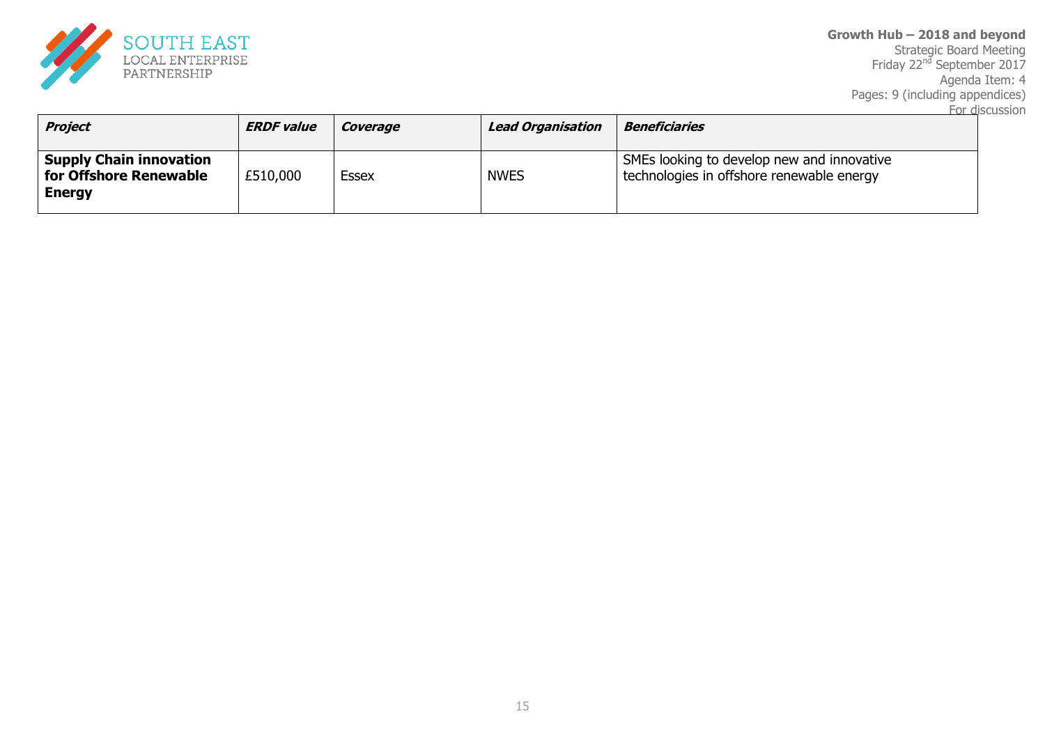| *Project* | *ERDF value* | *Coverage* | *Lead Organisation* | *Beneficiaries* |
|---|---|---|---|---|
| **Supply Chain innovation for Offshore Renewable Energy** | £510,000 | Essex | NWES | SMEs looking to develop new and innovative technologies in offshore renewable energy |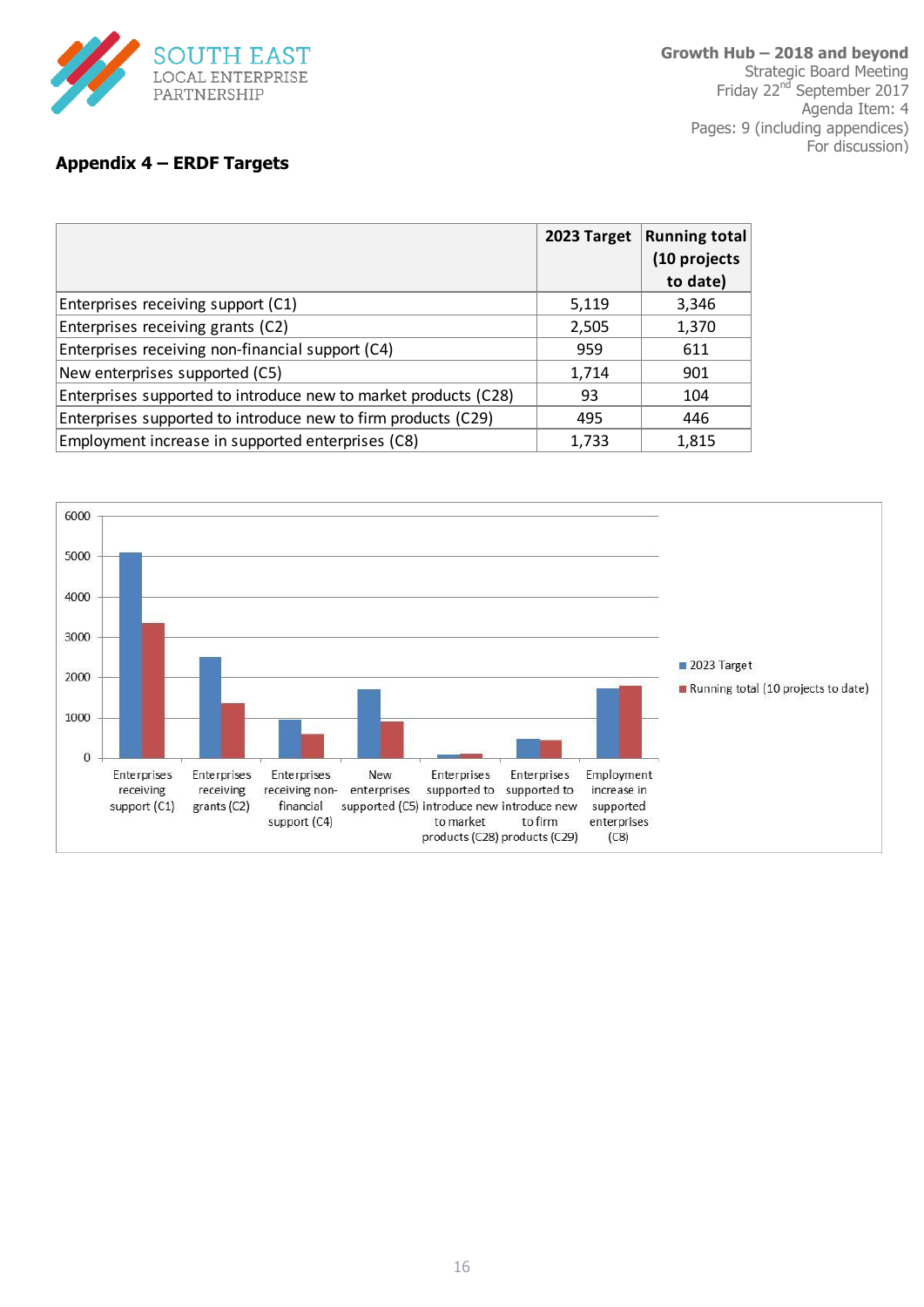## Appendix 4 – ERDF Targets

| | 2023 Target | Running total (10 projects to date) |
|---|---|---|
| Enterprises receiving support (C1) | 5,119 | 3,346 |
| Enterprises receiving grants (C2) | 2,505 | 1,370 |
| Enterprises receiving non-financial support (C4) | 959 | 611 |
| New enterprises supported (C5) | 1,714 | 901 |
| Enterprises supported to introduce new to market products (C28) | 93 | 104 |
| Enterprises supported to introduce new to firm products (C29) | 495 | 446 |
| Employment increase in supported enterprises (C8) | 1,733 | 1,815 |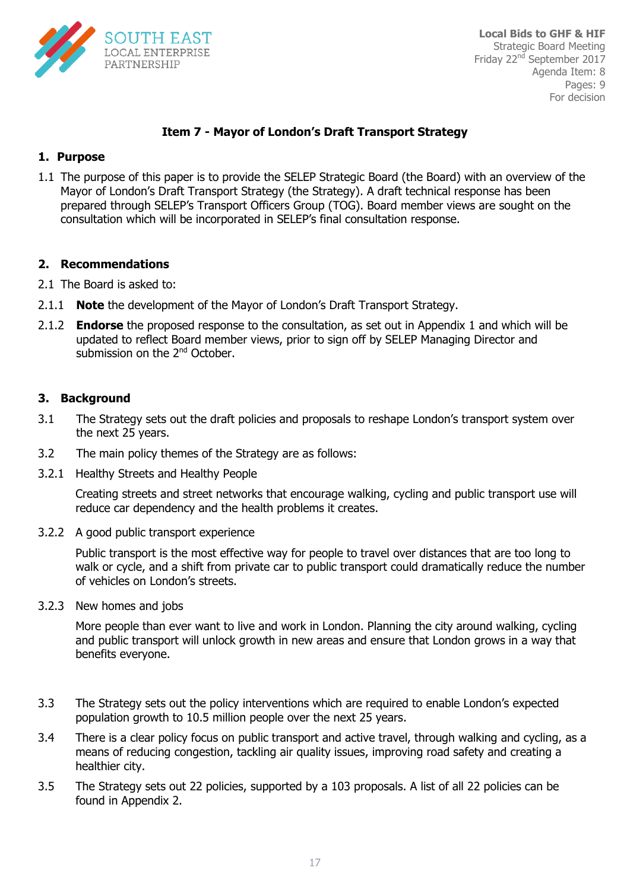Local Bids to GHF & HIF
Strategic Board Meeting
Friday 22nd September 2017
Agenda Item: 8
Pages: 9
For decision

## Item 7 - Mayor of London's Draft Transport Strategy

### 1. Purpose

1.1 The purpose of this paper is to provide the SELEP Strategic Board (the Board) with an overview of the Mayor of London's Draft Transport Strategy (the Strategy). A draft technical response has been prepared through SELEP's Transport Officers Group (TOG). Board member views are sought on the consultation which will be incorporated in SELEP's final consultation response.

### 2. Recommendations

2.1 The Board is asked to:

2.1.1 **Note** the development of the Mayor of London's Draft Transport Strategy.

2.1.2 **Endorse** the proposed response to the consultation, as set out in Appendix 1 and which will be updated to reflect Board member views, prior to sign off by SELEP Managing Director and submission on the 2nd October.

### 3. Background

3.1 The Strategy sets out the draft policies and proposals to reshape London's transport system over the next 25 years.

3.2 The main policy themes of the Strategy are as follows:

3.2.1 Healthy Streets and Healthy People

Creating streets and street networks that encourage walking, cycling and public transport use will reduce car dependency and the health problems it creates.

3.2.2 A good public transport experience

Public transport is the most effective way for people to travel over distances that are too long to walk or cycle, and a shift from private car to public transport could dramatically reduce the number of vehicles on London's streets.

3.2.3 New homes and jobs

More people than ever want to live and work in London. Planning the city around walking, cycling and public transport will unlock growth in new areas and ensure that London grows in a way that benefits everyone.

3.3 The Strategy sets out the policy interventions which are required to enable London's expected population growth to 10.5 million people over the next 25 years.

3.4 There is a clear policy focus on public transport and active travel, through walking and cycling, as a means of reducing congestion, tackling air quality issues, improving road safety and creating a healthier city.

3.5 The Strategy sets out 22 policies, supported by a 103 proposals. A list of all 22 policies can be found in Appendix 2.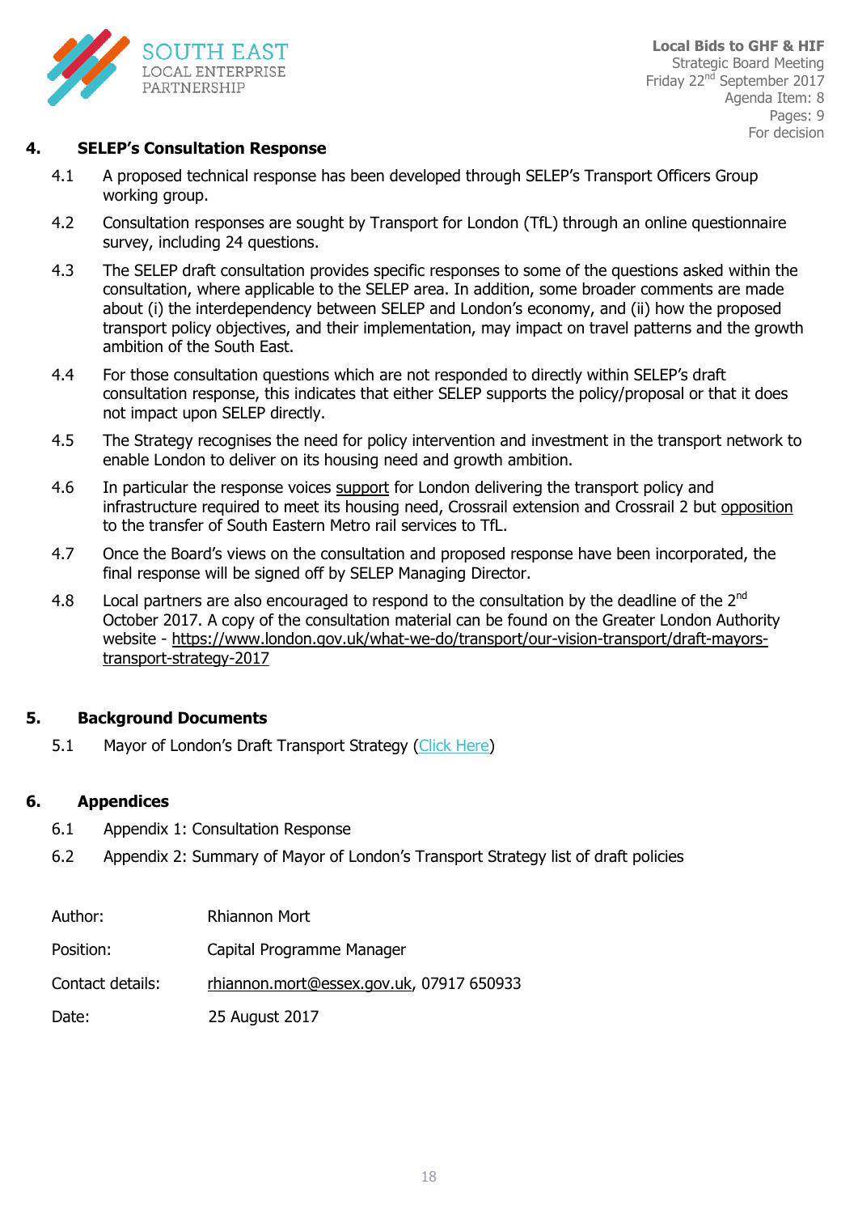## 4. SELEP's Consultation Response

4.1 A proposed technical response has been developed through SELEP's Transport Officers Group working group.

4.2 Consultation responses are sought by Transport for London (TfL) through an online questionnaire survey, including 24 questions.

4.3 The SELEP draft consultation provides specific responses to some of the questions asked within the consultation, where applicable to the SELEP area. In addition, some broader comments are made about (i) the interdependency between SELEP and London's economy, and (ii) how the proposed transport policy objectives, and their implementation, may impact on travel patterns and the growth ambition of the South East.

4.4 For those consultation questions which are not responded to directly within SELEP's draft consultation response, this indicates that either SELEP supports the policy/proposal or that it does not impact upon SELEP directly.

4.5 The Strategy recognises the need for policy intervention and investment in the transport network to enable London to deliver on its housing need and growth ambition.

4.6 In particular the response voices support for London delivering the transport policy and infrastructure required to meet its housing need, Crossrail extension and Crossrail 2 but opposition to the transfer of South Eastern Metro rail services to TfL.

4.7 Once the Board's views on the consultation and proposed response have been incorporated, the final response will be signed off by SELEP Managing Director.

4.8 Local partners are also encouraged to respond to the consultation by the deadline of the 2nd October 2017. A copy of the consultation material can be found on the Greater London Authority website - https://www.london.gov.uk/what-we-do/transport/our-vision-transport/draft-mayors-transport-strategy-2017

## 5. Background Documents

5.1 Mayor of London's Draft Transport Strategy (Click Here)

## 6. Appendices

6.1 Appendix 1: Consultation Response

6.2 Appendix 2: Summary of Mayor of London's Transport Strategy list of draft policies

| | |
|---|---|
| Author: | Rhiannon Mort |
| Position: | Capital Programme Manager |
| Contact details: | rhiannon.mort@essex.gov.uk, 07917 650933 |
| Date: | 25 August 2017 |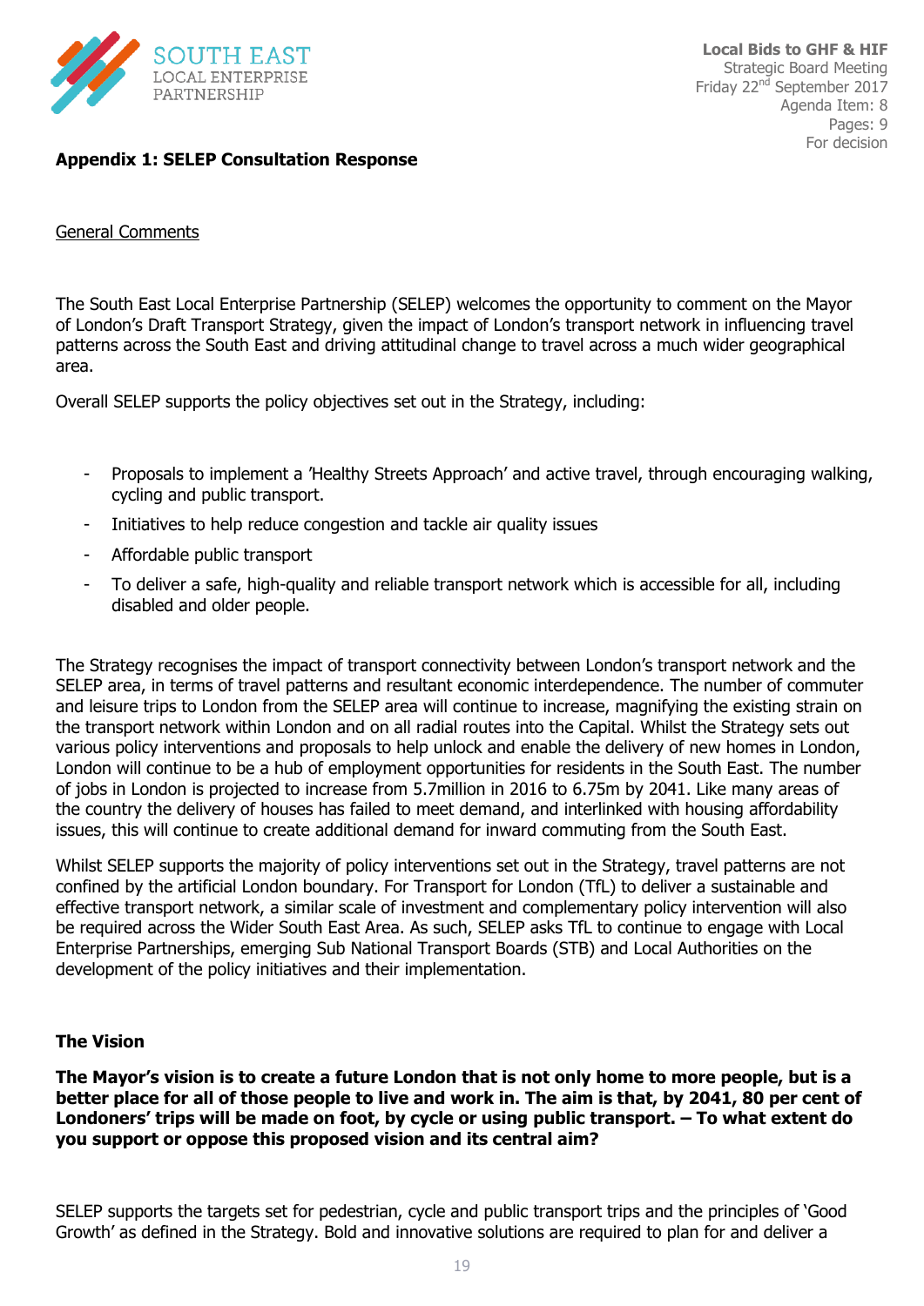**Appendix 1: SELEP Consultation Response**

General Comments

The South East Local Enterprise Partnership (SELEP) welcomes the opportunity to comment on the Mayor of London's Draft Transport Strategy, given the impact of London's transport network in influencing travel patterns across the South East and driving attitudinal change to travel across a much wider geographical area.

Overall SELEP supports the policy objectives set out in the Strategy, including:

- Proposals to implement a 'Healthy Streets Approach' and active travel, through encouraging walking, cycling and public transport.
- Initiatives to help reduce congestion and tackle air quality issues
- Affordable public transport
- To deliver a safe, high-quality and reliable transport network which is accessible for all, including disabled and older people.

The Strategy recognises the impact of transport connectivity between London's transport network and the SELEP area, in terms of travel patterns and resultant economic interdependence. The number of commuter and leisure trips to London from the SELEP area will continue to increase, magnifying the existing strain on the transport network within London and on all radial routes into the Capital. Whilst the Strategy sets out various policy interventions and proposals to help unlock and enable the delivery of new homes in London, London will continue to be a hub of employment opportunities for residents in the South East. The number of jobs in London is projected to increase from 5.7million in 2016 to 6.75m by 2041. Like many areas of the country the delivery of houses has failed to meet demand, and interlinked with housing affordability issues, this will continue to create additional demand for inward commuting from the South East.

Whilst SELEP supports the majority of policy interventions set out in the Strategy, travel patterns are not confined by the artificial London boundary. For Transport for London (TfL) to deliver a sustainable and effective transport network, a similar scale of investment and complementary policy intervention will also be required across the Wider South East Area. As such, SELEP asks TfL to continue to engage with Local Enterprise Partnerships, emerging Sub National Transport Boards (STB) and Local Authorities on the development of the policy initiatives and their implementation.

**The Vision**

**The Mayor's vision is to create a future London that is not only home to more people, but is a better place for all of those people to live and work in. The aim is that, by 2041, 80 per cent of Londoners' trips will be made on foot, by cycle or using public transport. – To what extent do you support or oppose this proposed vision and its central aim?**

SELEP supports the targets set for pedestrian, cycle and public transport trips and the principles of 'Good Growth' as defined in the Strategy. Bold and innovative solutions are required to plan for and deliver a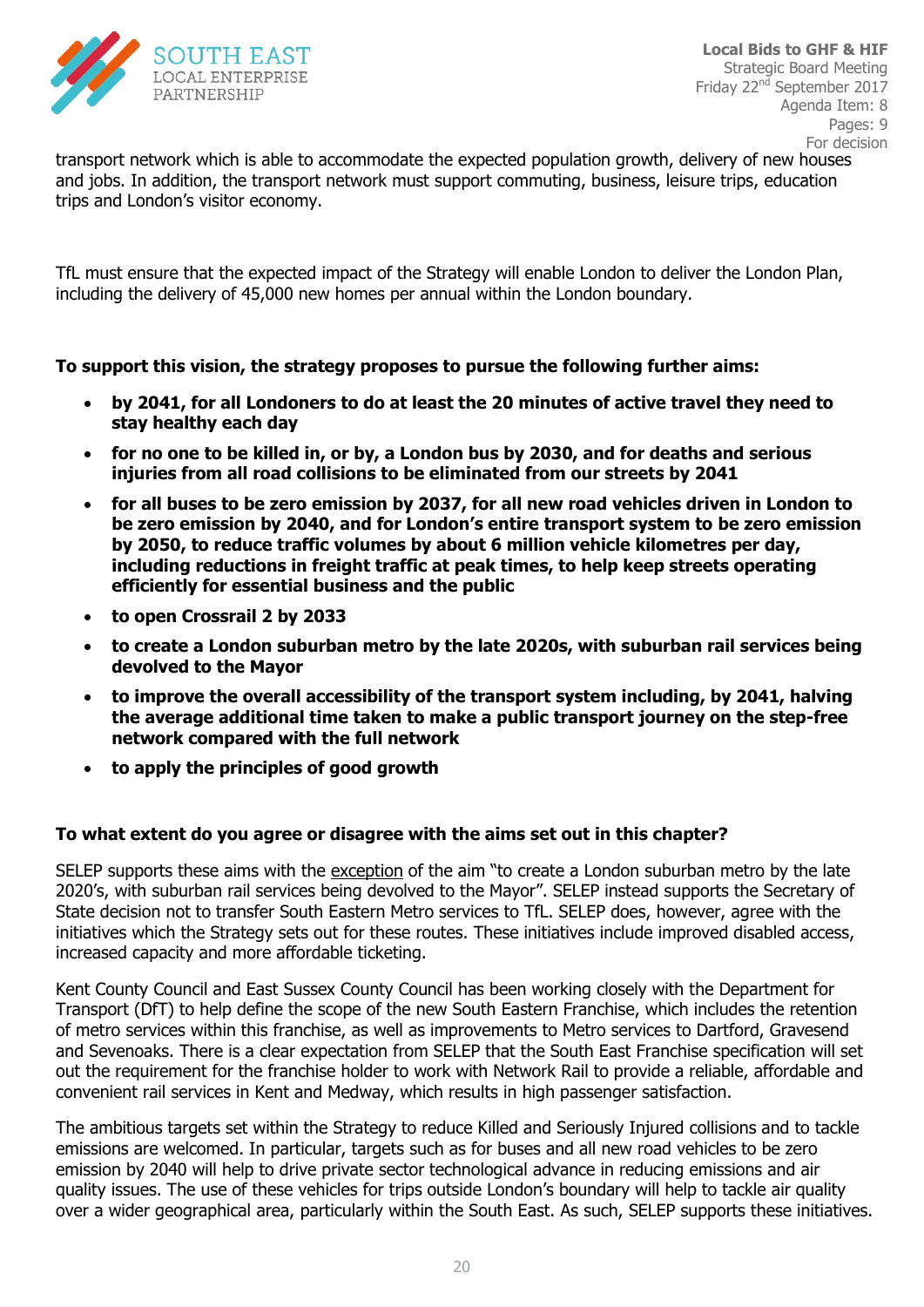transport network which is able to accommodate the expected population growth, delivery of new houses and jobs. In addition, the transport network must support commuting, business, leisure trips, education trips and London's visitor economy.

TfL must ensure that the expected impact of the Strategy will enable London to deliver the London Plan, including the delivery of 45,000 new homes per annual within the London boundary.

**To support this vision, the strategy proposes to pursue the following further aims:**

- **by 2041, for all Londoners to do at least the 20 minutes of active travel they need to stay healthy each day**
- **for no one to be killed in, or by, a London bus by 2030, and for deaths and serious injuries from all road collisions to be eliminated from our streets by 2041**
- **for all buses to be zero emission by 2037, for all new road vehicles driven in London to be zero emission by 2040, and for London's entire transport system to be zero emission by 2050, to reduce traffic volumes by about 6 million vehicle kilometres per day, including reductions in freight traffic at peak times, to help keep streets operating efficiently for essential business and the public**
- **to open Crossrail 2 by 2033**
- **to create a London suburban metro by the late 2020s, with suburban rail services being devolved to the Mayor**
- **to improve the overall accessibility of the transport system including, by 2041, halving the average additional time taken to make a public transport journey on the step-free network compared with the full network**
- **to apply the principles of good growth**

**To what extent do you agree or disagree with the aims set out in this chapter?**

SELEP supports these aims with the exception of the aim "to create a London suburban metro by the late 2020's, with suburban rail services being devolved to the Mayor". SELEP instead supports the Secretary of State decision not to transfer South Eastern Metro services to TfL. SELEP does, however, agree with the initiatives which the Strategy sets out for these routes. These initiatives include improved disabled access, increased capacity and more affordable ticketing.

Kent County Council and East Sussex County Council has been working closely with the Department for Transport (DfT) to help define the scope of the new South Eastern Franchise, which includes the retention of metro services within this franchise, as well as improvements to Metro services to Dartford, Gravesend and Sevenoaks. There is a clear expectation from SELEP that the South East Franchise specification will set out the requirement for the franchise holder to work with Network Rail to provide a reliable, affordable and convenient rail services in Kent and Medway, which results in high passenger satisfaction.

The ambitious targets set within the Strategy to reduce Killed and Seriously Injured collisions and to tackle emissions are welcomed. In particular, targets such as for buses and all new road vehicles to be zero emission by 2040 will help to drive private sector technological advance in reducing emissions and air quality issues. The use of these vehicles for trips outside London's boundary will help to tackle air quality over a wider geographical area, particularly within the South East. As such, SELEP supports these initiatives.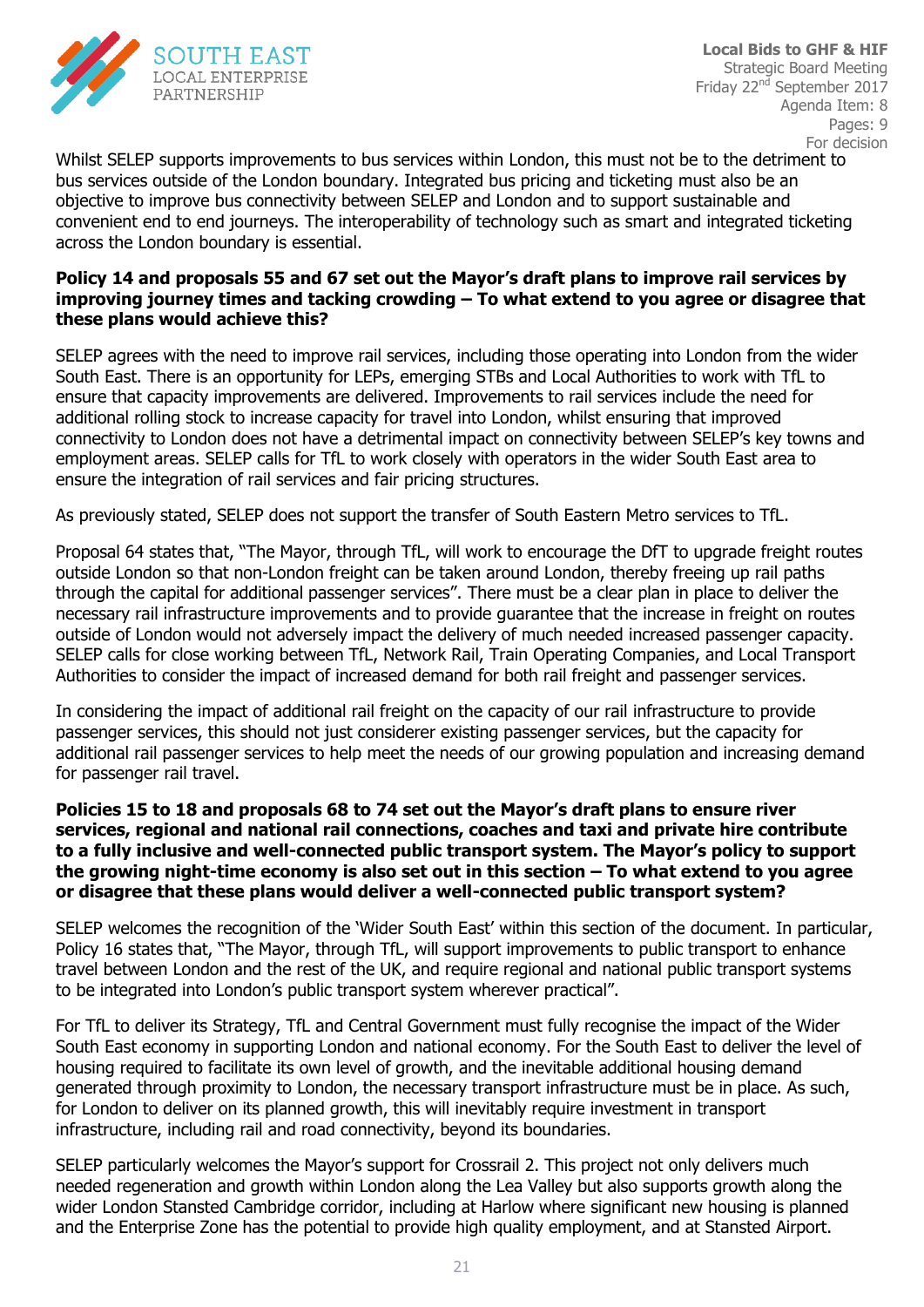Whilst SELEP supports improvements to bus services within London, this must not be to the detriment to bus services outside of the London boundary. Integrated bus pricing and ticketing must also be an objective to improve bus connectivity between SELEP and London and to support sustainable and convenient end to end journeys. The interoperability of technology such as smart and integrated ticketing across the London boundary is essential.

**Policy 14 and proposals 55 and 67 set out the Mayor's draft plans to improve rail services by improving journey times and tacking crowding – To what extend to you agree or disagree that these plans would achieve this?**

SELEP agrees with the need to improve rail services, including those operating into London from the wider South East. There is an opportunity for LEPs, emerging STBs and Local Authorities to work with TfL to ensure that capacity improvements are delivered. Improvements to rail services include the need for additional rolling stock to increase capacity for travel into London, whilst ensuring that improved connectivity to London does not have a detrimental impact on connectivity between SELEP's key towns and employment areas. SELEP calls for TfL to work closely with operators in the wider South East area to ensure the integration of rail services and fair pricing structures.

As previously stated, SELEP does not support the transfer of South Eastern Metro services to TfL.

Proposal 64 states that, "The Mayor, through TfL, will work to encourage the DfT to upgrade freight routes outside London so that non-London freight can be taken around London, thereby freeing up rail paths through the capital for additional passenger services". There must be a clear plan in place to deliver the necessary rail infrastructure improvements and to provide guarantee that the increase in freight on routes outside of London would not adversely impact the delivery of much needed increased passenger capacity. SELEP calls for close working between TfL, Network Rail, Train Operating Companies, and Local Transport Authorities to consider the impact of increased demand for both rail freight and passenger services.

In considering the impact of additional rail freight on the capacity of our rail infrastructure to provide passenger services, this should not just considerer existing passenger services, but the capacity for additional rail passenger services to help meet the needs of our growing population and increasing demand for passenger rail travel.

**Policies 15 to 18 and proposals 68 to 74 set out the Mayor's draft plans to ensure river services, regional and national rail connections, coaches and taxi and private hire contribute to a fully inclusive and well-connected public transport system. The Mayor's policy to support the growing night-time economy is also set out in this section – To what extend to you agree or disagree that these plans would deliver a well-connected public transport system?**

SELEP welcomes the recognition of the 'Wider South East' within this section of the document. In particular, Policy 16 states that, "The Mayor, through TfL, will support improvements to public transport to enhance travel between London and the rest of the UK, and require regional and national public transport systems to be integrated into London's public transport system wherever practical".

For TfL to deliver its Strategy, TfL and Central Government must fully recognise the impact of the Wider South East economy in supporting London and national economy. For the South East to deliver the level of housing required to facilitate its own level of growth, and the inevitable additional housing demand generated through proximity to London, the necessary transport infrastructure must be in place. As such, for London to deliver on its planned growth, this will inevitably require investment in transport infrastructure, including rail and road connectivity, beyond its boundaries.

SELEP particularly welcomes the Mayor's support for Crossrail 2. This project not only delivers much needed regeneration and growth within London along the Lea Valley but also supports growth along the wider London Stansted Cambridge corridor, including at Harlow where significant new housing is planned and the Enterprise Zone has the potential to provide high quality employment, and at Stansted Airport.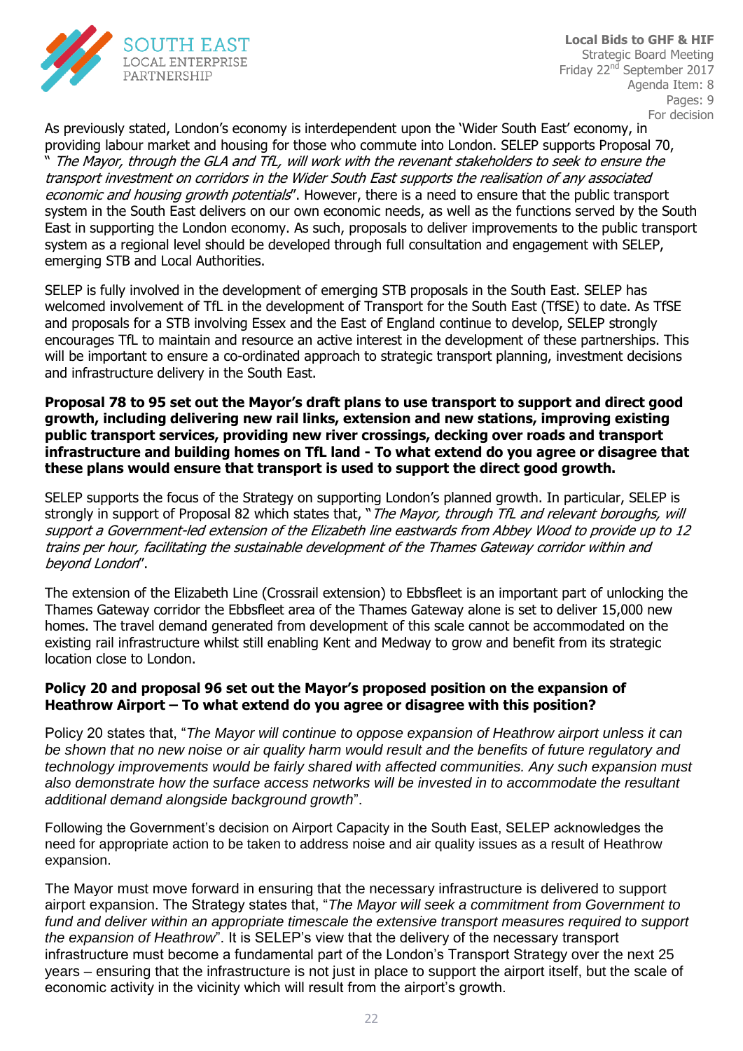As previously stated, London's economy is interdependent upon the 'Wider South East' economy, in providing labour market and housing for those who commute into London. SELEP supports Proposal 70, "*The Mayor, through the GLA and TfL, will work with the revenant stakeholders to seek to ensure the transport investment on corridors in the Wider South East supports the realisation of any associated economic and housing growth potentials*". However, there is a need to ensure that the public transport system in the South East delivers on our own economic needs, as well as the functions served by the South East in supporting the London economy. As such, proposals to deliver improvements to the public transport system as a regional level should be developed through full consultation and engagement with SELEP, emerging STB and Local Authorities.

SELEP is fully involved in the development of emerging STB proposals in the South East. SELEP has welcomed involvement of TfL in the development of Transport for the South East (TfSE) to date. As TfSE and proposals for a STB involving Essex and the East of England continue to develop, SELEP strongly encourages TfL to maintain and resource an active interest in the development of these partnerships. This will be important to ensure a co-ordinated approach to strategic transport planning, investment decisions and infrastructure delivery in the South East.

**Proposal 78 to 95 set out the Mayor's draft plans to use transport to support and direct good growth, including delivering new rail links, extension and new stations, improving existing public transport services, providing new river crossings, decking over roads and transport infrastructure and building homes on TfL land - To what extend do you agree or disagree that these plans would ensure that transport is used to support the direct good growth.**

SELEP supports the focus of the Strategy on supporting London's planned growth. In particular, SELEP is strongly in support of Proposal 82 which states that, "*The Mayor, through TfL and relevant boroughs, will support a Government-led extension of the Elizabeth line eastwards from Abbey Wood to provide up to 12 trains per hour, facilitating the sustainable development of the Thames Gateway corridor within and beyond London*".

The extension of the Elizabeth Line (Crossrail extension) to Ebbsfleet is an important part of unlocking the Thames Gateway corridor the Ebbsfleet area of the Thames Gateway alone is set to deliver 15,000 new homes. The travel demand generated from development of this scale cannot be accommodated on the existing rail infrastructure whilst still enabling Kent and Medway to grow and benefit from its strategic location close to London.

**Policy 20 and proposal 96 set out the Mayor's proposed position on the expansion of Heathrow Airport – To what extend do you agree or disagree with this position?**

Policy 20 states that, "*The Mayor will continue to oppose expansion of Heathrow airport unless it can be shown that no new noise or air quality harm would result and the benefits of future regulatory and technology improvements would be fairly shared with affected communities. Any such expansion must also demonstrate how the surface access networks will be invested in to accommodate the resultant additional demand alongside background growth*".

Following the Government's decision on Airport Capacity in the South East, SELEP acknowledges the need for appropriate action to be taken to address noise and air quality issues as a result of Heathrow expansion.

The Mayor must move forward in ensuring that the necessary infrastructure is delivered to support airport expansion. The Strategy states that, "*The Mayor will seek a commitment from Government to fund and deliver within an appropriate timescale the extensive transport measures required to support the expansion of Heathrow*". It is SELEP's view that the delivery of the necessary transport infrastructure must become a fundamental part of the London's Transport Strategy over the next 25 years – ensuring that the infrastructure is not just in place to support the airport itself, but the scale of economic activity in the vicinity which will result from the airport's growth.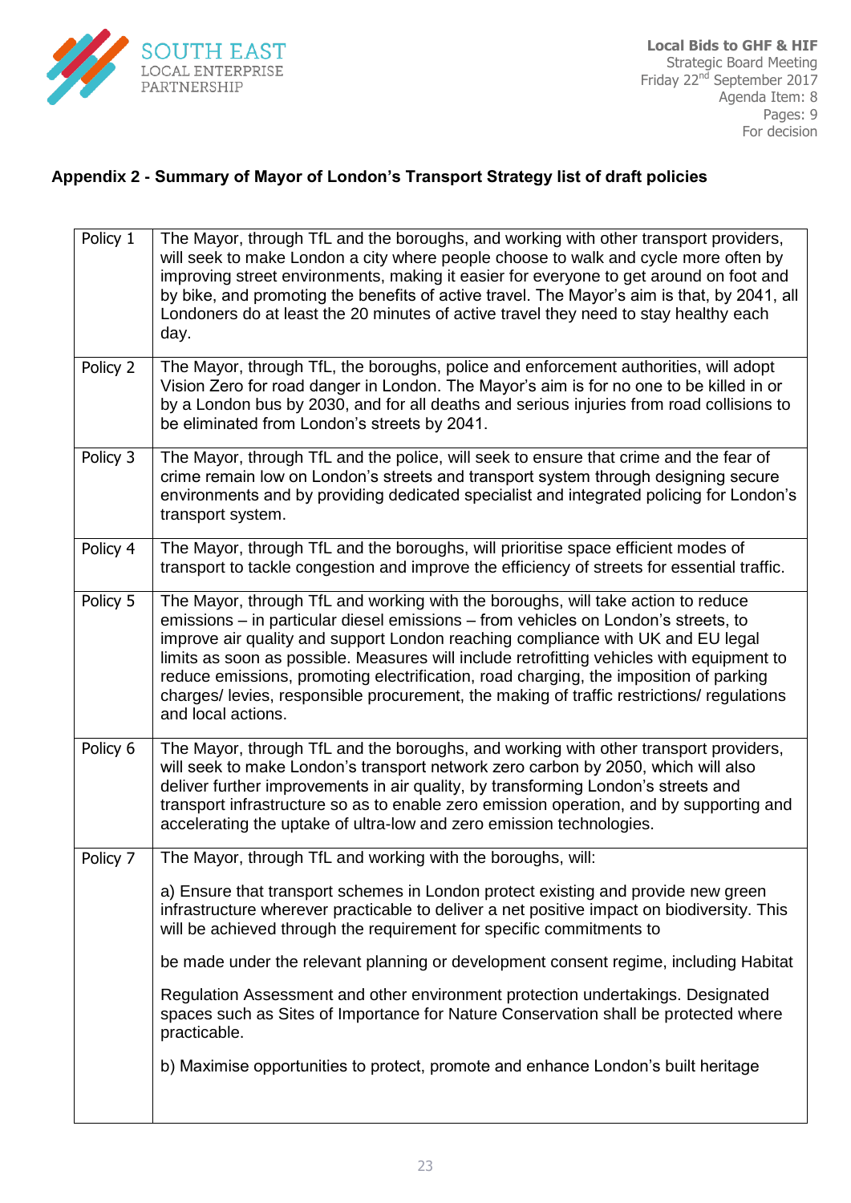## Appendix 2 - Summary of Mayor of London's Transport Strategy list of draft policies

| | |
|---|---|
| Policy 1 | The Mayor, through TfL and the boroughs, and working with other transport providers, will seek to make London a city where people choose to walk and cycle more often by improving street environments, making it easier for everyone to get around on foot and by bike, and promoting the benefits of active travel. The Mayor's aim is that, by 2041, all Londoners do at least the 20 minutes of active travel they need to stay healthy each day. |
| Policy 2 | The Mayor, through TfL, the boroughs, police and enforcement authorities, will adopt Vision Zero for road danger in London. The Mayor's aim is for no one to be killed in or by a London bus by 2030, and for all deaths and serious injuries from road collisions to be eliminated from London's streets by 2041. |
| Policy 3 | The Mayor, through TfL and the police, will seek to ensure that crime and the fear of crime remain low on London's streets and transport system through designing secure environments and by providing dedicated specialist and integrated policing for London's transport system. |
| Policy 4 | The Mayor, through TfL and the boroughs, will prioritise space efficient modes of transport to tackle congestion and improve the efficiency of streets for essential traffic. |
| Policy 5 | The Mayor, through TfL and working with the boroughs, will take action to reduce emissions – in particular diesel emissions – from vehicles on London's streets, to improve air quality and support London reaching compliance with UK and EU legal limits as soon as possible. Measures will include retrofitting vehicles with equipment to reduce emissions, promoting electrification, road charging, the imposition of parking charges/ levies, responsible procurement, the making of traffic restrictions/ regulations and local actions. |
| Policy 6 | The Mayor, through TfL and the boroughs, and working with other transport providers, will seek to make London's transport network zero carbon by 2050, which will also deliver further improvements in air quality, by transforming London's streets and transport infrastructure so as to enable zero emission operation, and by supporting and accelerating the uptake of ultra-low and zero emission technologies. |
| Policy 7 | The Mayor, through TfL and working with the boroughs, will:<br><br>a) Ensure that transport schemes in London protect existing and provide new green infrastructure wherever practicable to deliver a net positive impact on biodiversity. This will be achieved through the requirement for specific commitments to<br><br>be made under the relevant planning or development consent regime, including Habitat<br><br>Regulation Assessment and other environment protection undertakings. Designated spaces such as Sites of Importance for Nature Conservation shall be protected where practicable.<br><br>b) Maximise opportunities to protect, promote and enhance London's built heritage |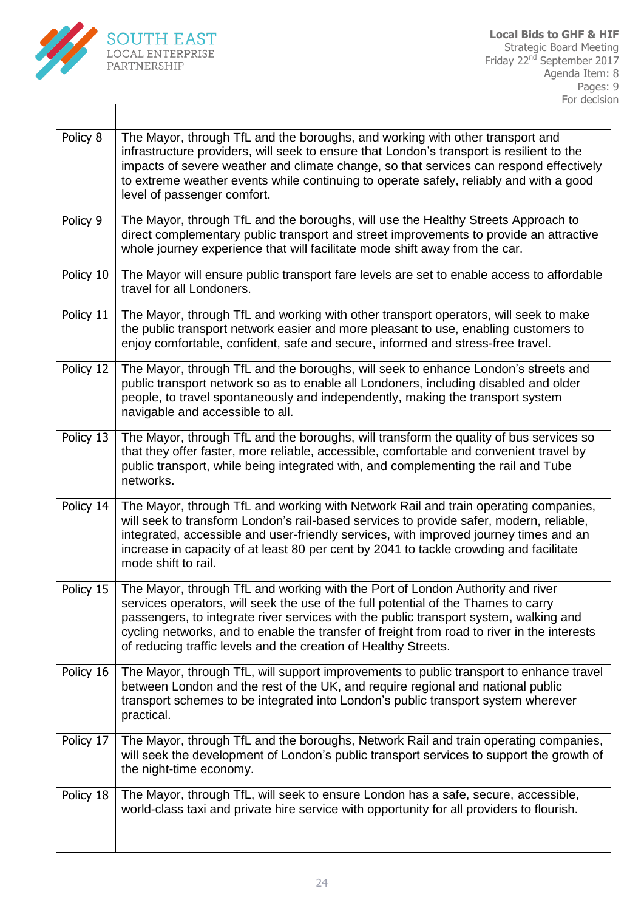| | |
|---|---|
| Policy 8 | The Mayor, through TfL and the boroughs, and working with other transport and infrastructure providers, will seek to ensure that London's transport is resilient to the impacts of severe weather and climate change, so that services can respond effectively to extreme weather events while continuing to operate safely, reliably and with a good level of passenger comfort. |
| Policy 9 | The Mayor, through TfL and the boroughs, will use the Healthy Streets Approach to direct complementary public transport and street improvements to provide an attractive whole journey experience that will facilitate mode shift away from the car. |
| Policy 10 | The Mayor will ensure public transport fare levels are set to enable access to affordable travel for all Londoners. |
| Policy 11 | The Mayor, through TfL and working with other transport operators, will seek to make the public transport network easier and more pleasant to use, enabling customers to enjoy comfortable, confident, safe and secure, informed and stress-free travel. |
| Policy 12 | The Mayor, through TfL and the boroughs, will seek to enhance London's streets and public transport network so as to enable all Londoners, including disabled and older people, to travel spontaneously and independently, making the transport system navigable and accessible to all. |
| Policy 13 | The Mayor, through TfL and the boroughs, will transform the quality of bus services so that they offer faster, more reliable, accessible, comfortable and convenient travel by public transport, while being integrated with, and complementing the rail and Tube networks. |
| Policy 14 | The Mayor, through TfL and working with Network Rail and train operating companies, will seek to transform London's rail-based services to provide safer, modern, reliable, integrated, accessible and user-friendly services, with improved journey times and an increase in capacity of at least 80 per cent by 2041 to tackle crowding and facilitate mode shift to rail. |
| Policy 15 | The Mayor, through TfL and working with the Port of London Authority and river services operators, will seek the use of the full potential of the Thames to carry passengers, to integrate river services with the public transport system, walking and cycling networks, and to enable the transfer of freight from road to river in the interests of reducing traffic levels and the creation of Healthy Streets. |
| Policy 16 | The Mayor, through TfL, will support improvements to public transport to enhance travel between London and the rest of the UK, and require regional and national public transport schemes to be integrated into London's public transport system wherever practical. |
| Policy 17 | The Mayor, through TfL and the boroughs, Network Rail and train operating companies, will seek the development of London's public transport services to support the growth of the night-time economy. |
| Policy 18 | The Mayor, through TfL, will seek to ensure London has a safe, secure, accessible, world-class taxi and private hire service with opportunity for all providers to flourish. |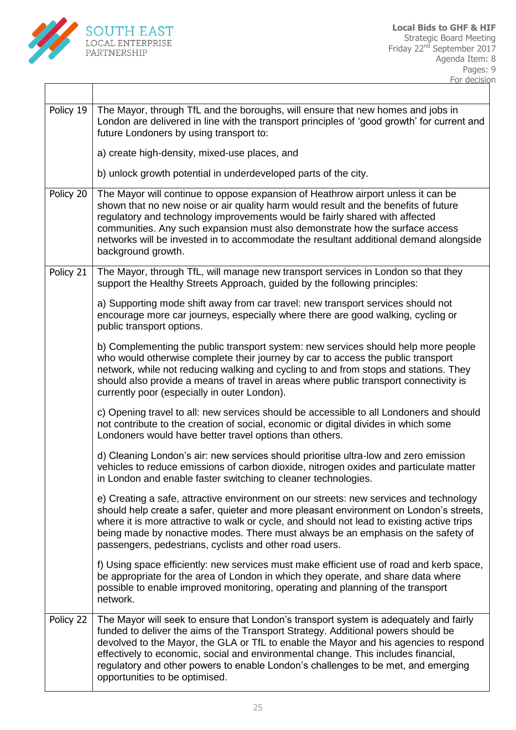| | |
|---|---|
| Policy 19 | The Mayor, through TfL and the boroughs, will ensure that new homes and jobs in London are delivered in line with the transport principles of 'good growth' for current and future Londoners by using transport to:<br><br>a) create high-density, mixed-use places, and<br><br>b) unlock growth potential in underdeveloped parts of the city. |
| Policy 20 | The Mayor will continue to oppose expansion of Heathrow airport unless it can be shown that no new noise or air quality harm would result and the benefits of future regulatory and technology improvements would be fairly shared with affected communities. Any such expansion must also demonstrate how the surface access networks will be invested in to accommodate the resultant additional demand alongside background growth. |
| Policy 21 | The Mayor, through TfL, will manage new transport services in London so that they support the Healthy Streets Approach, guided by the following principles:<br><br>a) Supporting mode shift away from car travel: new transport services should not encourage more car journeys, especially where there are good walking, cycling or public transport options.<br><br>b) Complementing the public transport system: new services should help more people who would otherwise complete their journey by car to access the public transport network, while not reducing walking and cycling to and from stops and stations. They should also provide a means of travel in areas where public transport connectivity is currently poor (especially in outer London).<br><br>c) Opening travel to all: new services should be accessible to all Londoners and should not contribute to the creation of social, economic or digital divides in which some Londoners would have better travel options than others.<br><br>d) Cleaning London's air: new services should prioritise ultra-low and zero emission vehicles to reduce emissions of carbon dioxide, nitrogen oxides and particulate matter in London and enable faster switching to cleaner technologies.<br><br>e) Creating a safe, attractive environment on our streets: new services and technology should help create a safer, quieter and more pleasant environment on London's streets, where it is more attractive to walk or cycle, and should not lead to existing active trips being made by nonactive modes. There must always be an emphasis on the safety of passengers, pedestrians, cyclists and other road users.<br><br>f) Using space efficiently: new services must make efficient use of road and kerb space, be appropriate for the area of London in which they operate, and share data where possible to enable improved monitoring, operating and planning of the transport network. |
| Policy 22 | The Mayor will seek to ensure that London's transport system is adequately and fairly funded to deliver the aims of the Transport Strategy. Additional powers should be devolved to the Mayor, the GLA or TfL to enable the Mayor and his agencies to respond effectively to economic, social and environmental change. This includes financial, regulatory and other powers to enable London's challenges to be met, and emerging opportunities to be optimised. |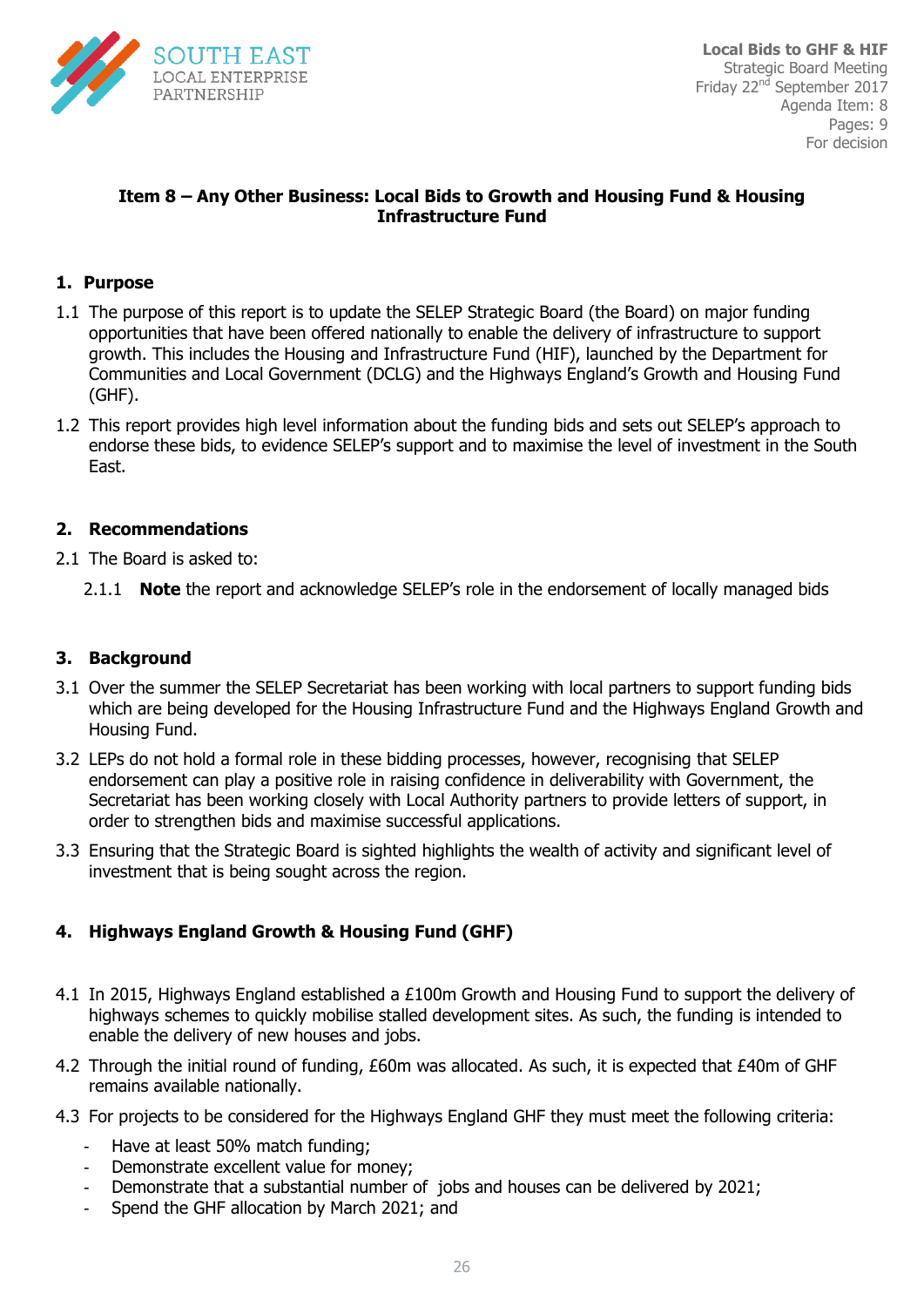Local Bids to GHF & HIF
Strategic Board Meeting
Friday 22nd September 2017
Agenda Item: 8
Pages: 9
For decision

**Item 8 – Any Other Business: Local Bids to Growth and Housing Fund & Housing Infrastructure Fund**

## 1. Purpose

1.1 The purpose of this report is to update the SELEP Strategic Board (the Board) on major funding opportunities that have been offered nationally to enable the delivery of infrastructure to support growth. This includes the Housing and Infrastructure Fund (HIF), launched by the Department for Communities and Local Government (DCLG) and the Highways England's Growth and Housing Fund (GHF).

1.2 This report provides high level information about the funding bids and sets out SELEP's approach to endorse these bids, to evidence SELEP's support and to maximise the level of investment in the South East.

## 2. Recommendations

2.1 The Board is asked to:

2.1.1 **Note** the report and acknowledge SELEP's role in the endorsement of locally managed bids

## 3. Background

3.1 Over the summer the SELEP Secretariat has been working with local partners to support funding bids which are being developed for the Housing Infrastructure Fund and the Highways England Growth and Housing Fund.

3.2 LEPs do not hold a formal role in these bidding processes, however, recognising that SELEP endorsement can play a positive role in raising confidence in deliverability with Government, the Secretariat has been working closely with Local Authority partners to provide letters of support, in order to strengthen bids and maximise successful applications.

3.3 Ensuring that the Strategic Board is sighted highlights the wealth of activity and significant level of investment that is being sought across the region.

## 4. Highways England Growth & Housing Fund (GHF)

4.1 In 2015, Highways England established a £100m Growth and Housing Fund to support the delivery of highways schemes to quickly mobilise stalled development sites. As such, the funding is intended to enable the delivery of new houses and jobs.

4.2 Through the initial round of funding, £60m was allocated. As such, it is expected that £40m of GHF remains available nationally.

4.3 For projects to be considered for the Highways England GHF they must meet the following criteria:

- Have at least 50% match funding;
- Demonstrate excellent value for money;
- Demonstrate that a substantial number of jobs and houses can be delivered by 2021;
- Spend the GHF allocation by March 2021; and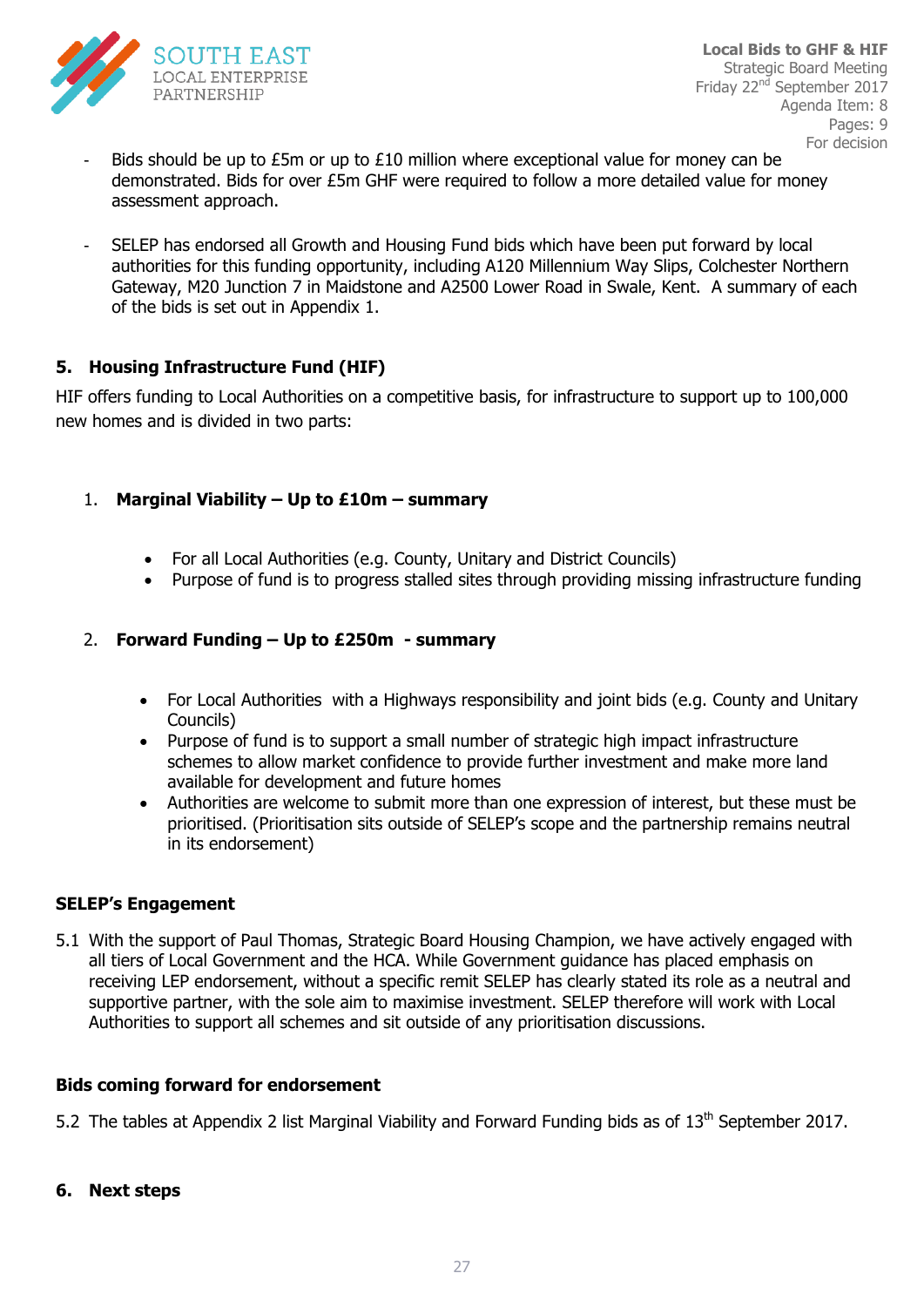- Bids should be up to £5m or up to £10 million where exceptional value for money can be demonstrated. Bids for over £5m GHF were required to follow a more detailed value for money assessment approach.

- SELEP has endorsed all Growth and Housing Fund bids which have been put forward by local authorities for this funding opportunity, including A120 Millennium Way Slips, Colchester Northern Gateway, M20 Junction 7 in Maidstone and A2500 Lower Road in Swale, Kent. A summary of each of the bids is set out in Appendix 1.

## 5. Housing Infrastructure Fund (HIF)

HIF offers funding to Local Authorities on a competitive basis, for infrastructure to support up to 100,000 new homes and is divided in two parts:

1. **Marginal Viability – Up to £10m – summary**

   - For all Local Authorities (e.g. County, Unitary and District Councils)
   - Purpose of fund is to progress stalled sites through providing missing infrastructure funding

2. **Forward Funding – Up to £250m - summary**

   - For Local Authorities with a Highways responsibility and joint bids (e.g. County and Unitary Councils)
   - Purpose of fund is to support a small number of strategic high impact infrastructure schemes to allow market confidence to provide further investment and make more land available for development and future homes
   - Authorities are welcome to submit more than one expression of interest, but these must be prioritised. (Prioritisation sits outside of SELEP's scope and the partnership remains neutral in its endorsement)

### SELEP's Engagement

5.1 With the support of Paul Thomas, Strategic Board Housing Champion, we have actively engaged with all tiers of Local Government and the HCA. While Government guidance has placed emphasis on receiving LEP endorsement, without a specific remit SELEP has clearly stated its role as a neutral and supportive partner, with the sole aim to maximise investment. SELEP therefore will work with Local Authorities to support all schemes and sit outside of any prioritisation discussions.

### Bids coming forward for endorsement

5.2 The tables at Appendix 2 list Marginal Viability and Forward Funding bids as of 13th September 2017.

## 6. Next steps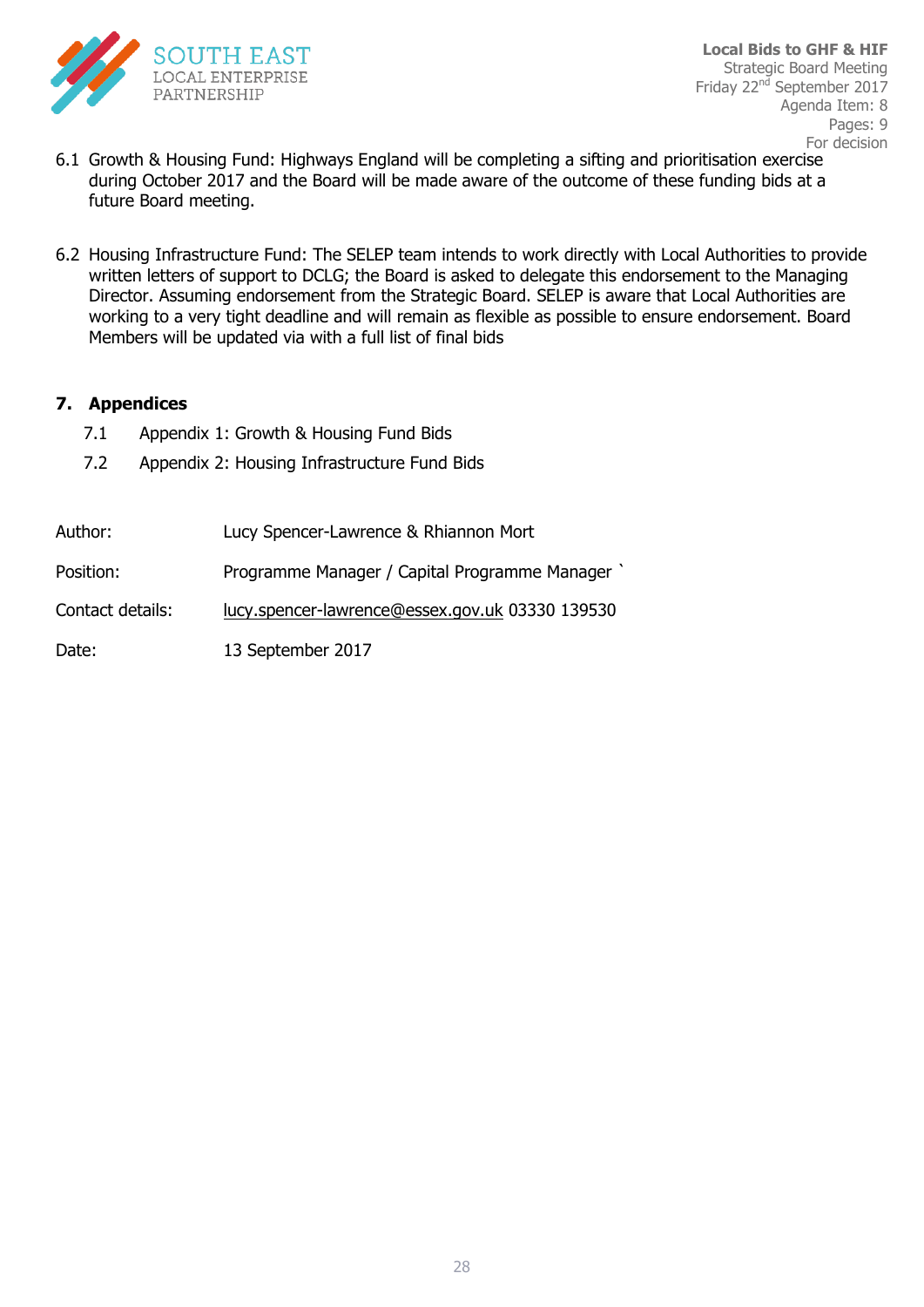6.1 Growth & Housing Fund: Highways England will be completing a sifting and prioritisation exercise during October 2017 and the Board will be made aware of the outcome of these funding bids at a future Board meeting.

6.2 Housing Infrastructure Fund: The SELEP team intends to work directly with Local Authorities to provide written letters of support to DCLG; the Board is asked to delegate this endorsement to the Managing Director. Assuming endorsement from the Strategic Board. SELEP is aware that Local Authorities are working to a very tight deadline and will remain as flexible as possible to ensure endorsement. Board Members will be updated via with a full list of final bids

## 7. Appendices

7.1 Appendix 1: Growth & Housing Fund Bids

7.2 Appendix 2: Housing Infrastructure Fund Bids

| | |
|---|---|
| Author: | Lucy Spencer-Lawrence & Rhiannon Mort |
| Position: | Programme Manager / Capital Programme Manager ` |
| Contact details: | lucy.spencer-lawrence@essex.gov.uk 03330 139530 |
| Date: | 13 September 2017 |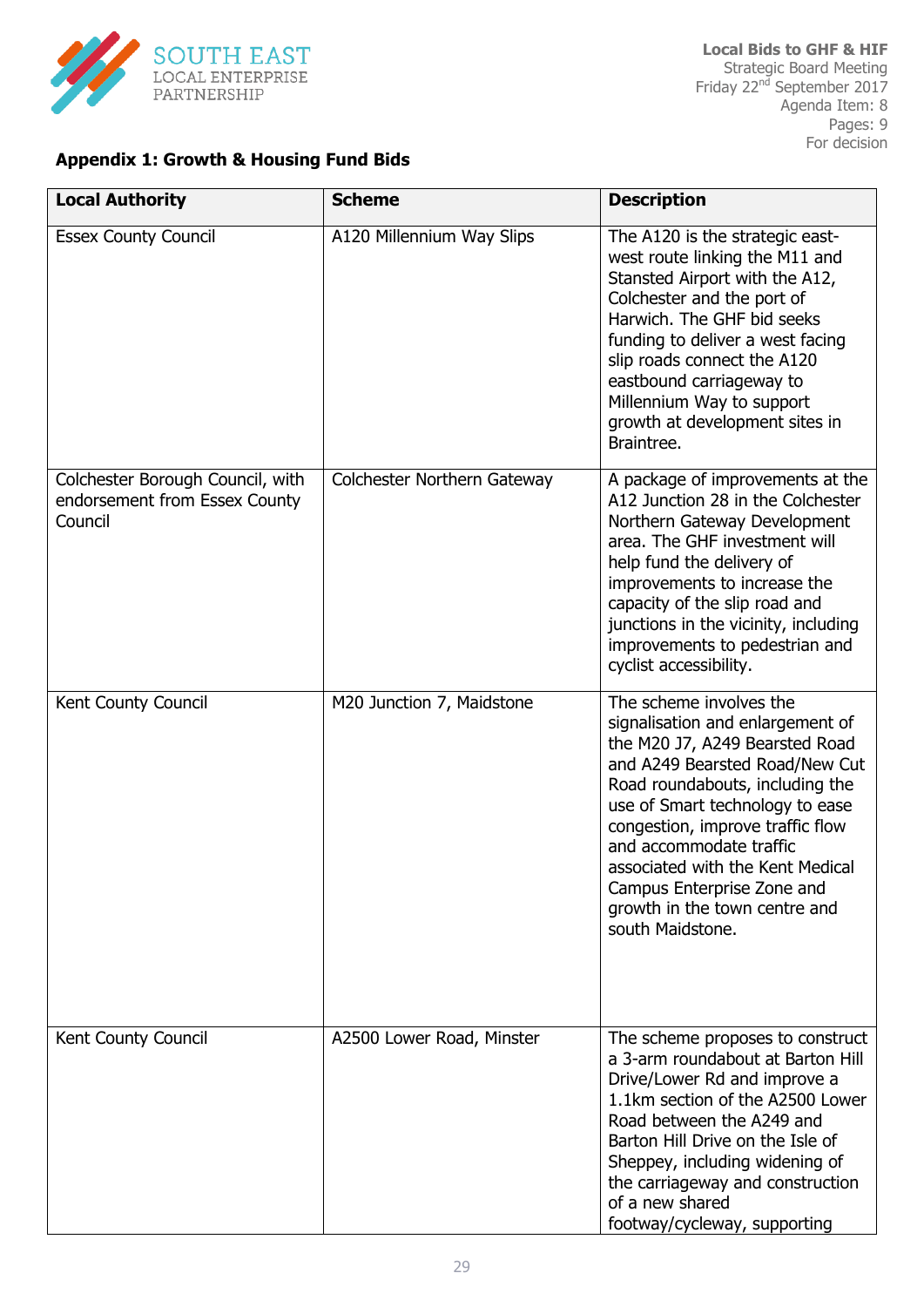## Appendix 1: Growth & Housing Fund Bids

| Local Authority | Scheme | Description |
|---|---|---|
| Essex County Council | A120 Millennium Way Slips | The A120 is the strategic east-west route linking the M11 and Stansted Airport with the A12, Colchester and the port of Harwich. The GHF bid seeks funding to deliver a west facing slip roads connect the A120 eastbound carriageway to Millennium Way to support growth at development sites in Braintree. |
| Colchester Borough Council, with endorsement from Essex County Council | Colchester Northern Gateway | A package of improvements at the A12 Junction 28 in the Colchester Northern Gateway Development area. The GHF investment will help fund the delivery of improvements to increase the capacity of the slip road and junctions in the vicinity, including improvements to pedestrian and cyclist accessibility. |
| Kent County Council | M20 Junction 7, Maidstone | The scheme involves the signalisation and enlargement of the M20 J7, A249 Bearsted Road and A249 Bearsted Road/New Cut Road roundabouts, including the use of Smart technology to ease congestion, improve traffic flow and accommodate traffic associated with the Kent Medical Campus Enterprise Zone and growth in the town centre and south Maidstone. |
| Kent County Council | A2500 Lower Road, Minster | The scheme proposes to construct a 3-arm roundabout at Barton Hill Drive/Lower Rd and improve a 1.1km section of the A2500 Lower Road between the A249 and Barton Hill Drive on the Isle of Sheppey, including widening of the carriageway and construction of a new shared footway/cycleway, supporting |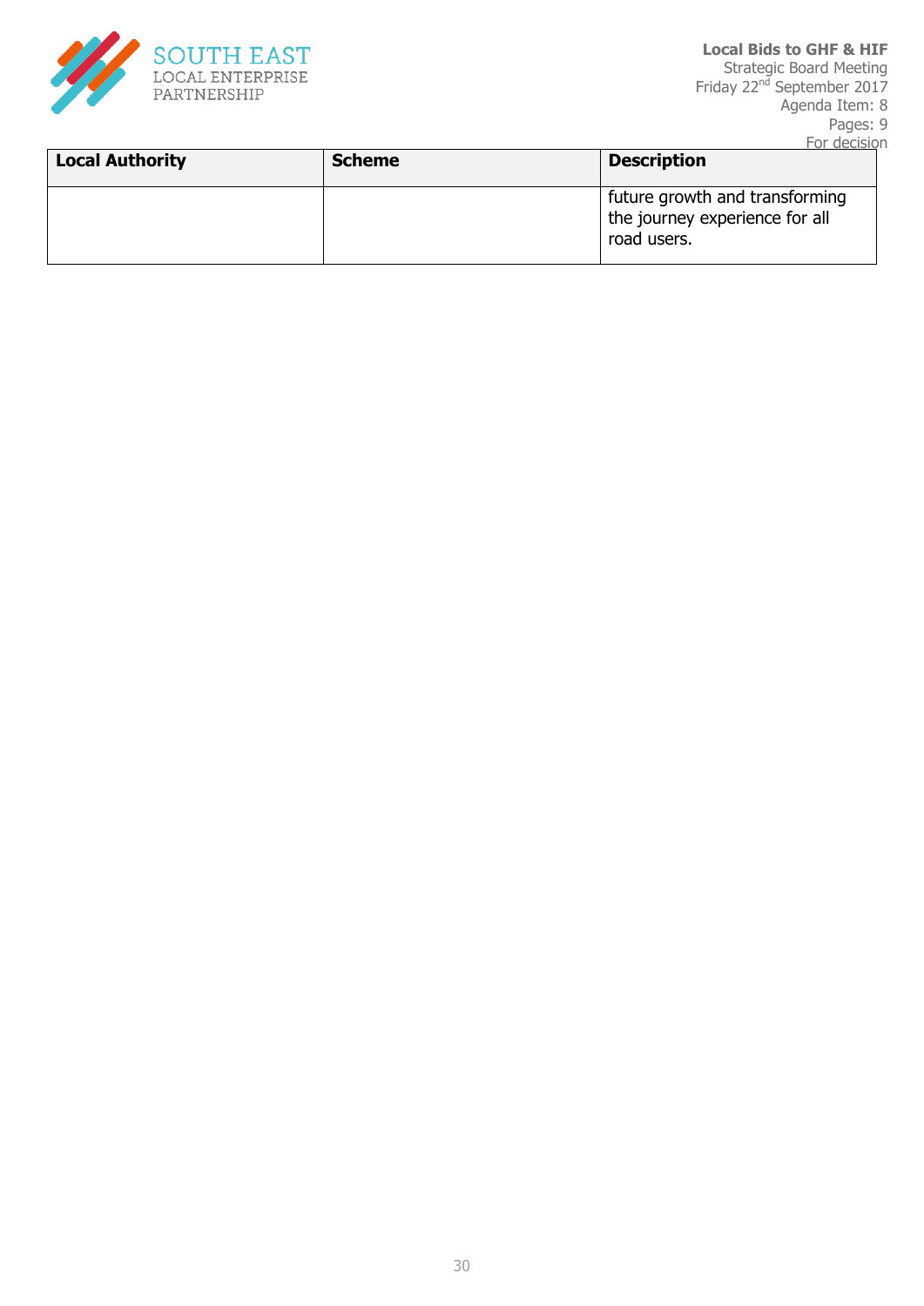| Local Authority | Scheme | Description |
|---|---|---|
| | | future growth and transforming the journey experience for all road users. |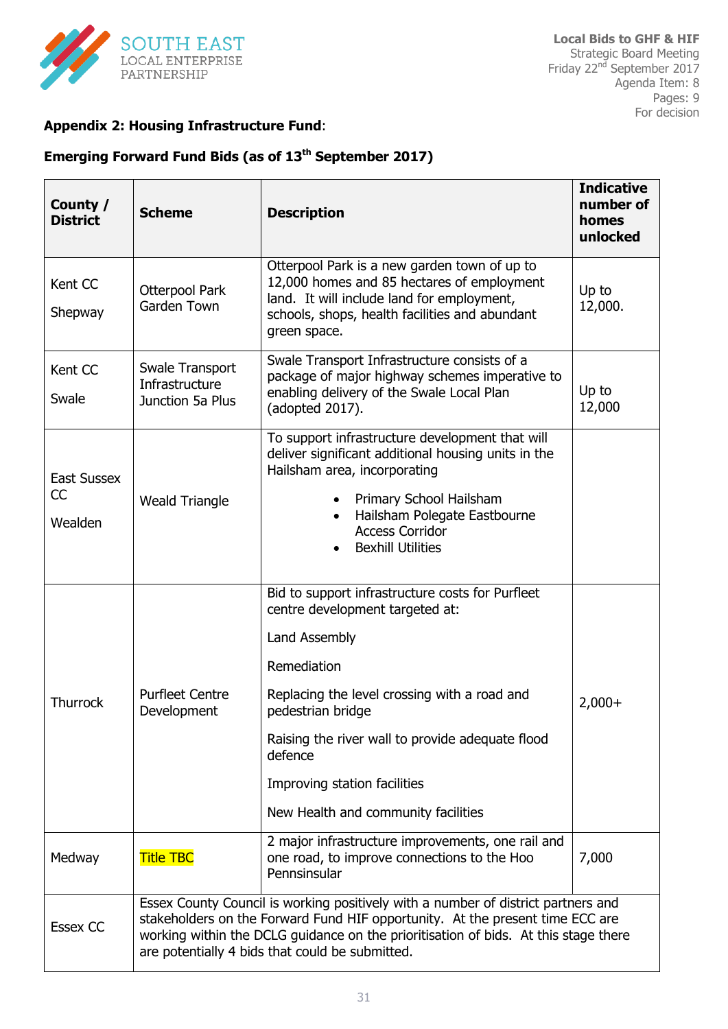**Appendix 2: Housing Infrastructure Fund**:

**Emerging Forward Fund Bids (as of 13th September 2017)**

| County / District | Scheme | Description | Indicative number of homes unlocked |
|---|---|---|---|
| Kent CC<br><br>Shepway | Otterpool Park Garden Town | Otterpool Park is a new garden town of up to 12,000 homes and 85 hectares of employment land. It will include land for employment, schools, shops, health facilities and abundant green space. | Up to 12,000. |
| Kent CC<br><br>Swale | Swale Transport Infrastructure Junction 5a Plus | Swale Transport Infrastructure consists of a package of major highway schemes imperative to enabling delivery of the Swale Local Plan (adopted 2017). | Up to 12,000 |
| East Sussex CC<br><br>Wealden | Weald Triangle | To support infrastructure development that will deliver significant additional housing units in the Hailsham area, incorporating<br>• Primary School Hailsham<br>• Hailsham Polegate Eastbourne Access Corridor<br>• Bexhill Utilities | |
| Thurrock | Purfleet Centre Development | Bid to support infrastructure costs for Purfleet centre development targeted at:<br><br>Land Assembly<br><br>Remediation<br><br>Replacing the level crossing with a road and pedestrian bridge<br><br>Raising the river wall to provide adequate flood defence<br><br>Improving station facilities<br><br>New Health and community facilities | 2,000+ |
| Medway | Title TBC | 2 major infrastructure improvements, one rail and one road, to improve connections to the Hoo Pennsinsular | 7,000 |
| Essex CC | Essex County Council is working positively with a number of district partners and stakeholders on the Forward Fund HIF opportunity. At the present time ECC are working within the DCLG guidance on the prioritisation of bids. At this stage there are potentially 4 bids that could be submitted. | | |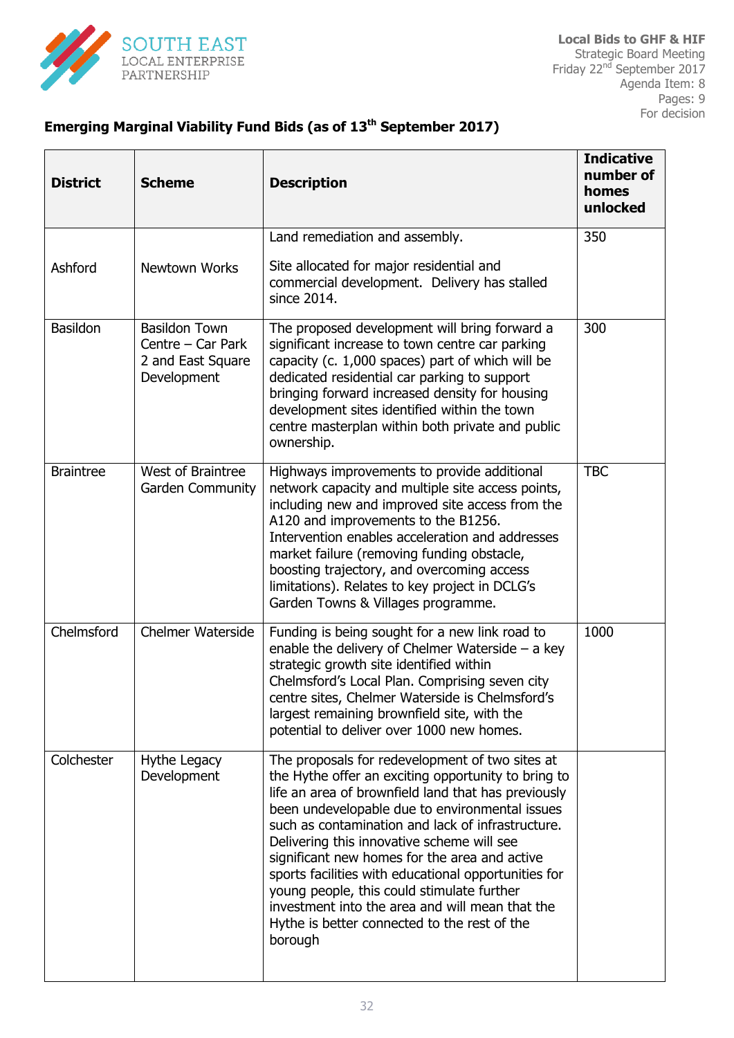Local Bids to GHF & HIF
Strategic Board Meeting
Friday 22nd September 2017
Agenda Item: 8
Pages: 9
For decision

## Emerging Marginal Viability Fund Bids (as of 13th September 2017)

| District | Scheme | Description | Indicative number of homes unlocked |
|---|---|---|---|
| Ashford | Newtown Works | Land remediation and assembly.<br><br>Site allocated for major residential and commercial development. Delivery has stalled since 2014. | 350 |
| Basildon | Basildon Town Centre – Car Park 2 and East Square Development | The proposed development will bring forward a significant increase to town centre car parking capacity (c. 1,000 spaces) part of which will be dedicated residential car parking to support bringing forward increased density for housing development sites identified within the town centre masterplan within both private and public ownership. | 300 |
| Braintree | West of Braintree Garden Community | Highways improvements to provide additional network capacity and multiple site access points, including new and improved site access from the A120 and improvements to the B1256. Intervention enables acceleration and addresses market failure (removing funding obstacle, boosting trajectory, and overcoming access limitations). Relates to key project in DCLG's Garden Towns & Villages programme. | TBC |
| Chelmsford | Chelmer Waterside | Funding is being sought for a new link road to enable the delivery of Chelmer Waterside – a key strategic growth site identified within Chelmsford's Local Plan. Comprising seven city centre sites, Chelmer Waterside is Chelmsford's largest remaining brownfield site, with the potential to deliver over 1000 new homes. | 1000 |
| Colchester | Hythe Legacy Development | The proposals for redevelopment of two sites at the Hythe offer an exciting opportunity to bring to life an area of brownfield land that has previously been undevelopable due to environmental issues such as contamination and lack of infrastructure. Delivering this innovative scheme will see significant new homes for the area and active sports facilities with educational opportunities for young people, this could stimulate further investment into the area and will mean that the Hythe is better connected to the rest of the borough | |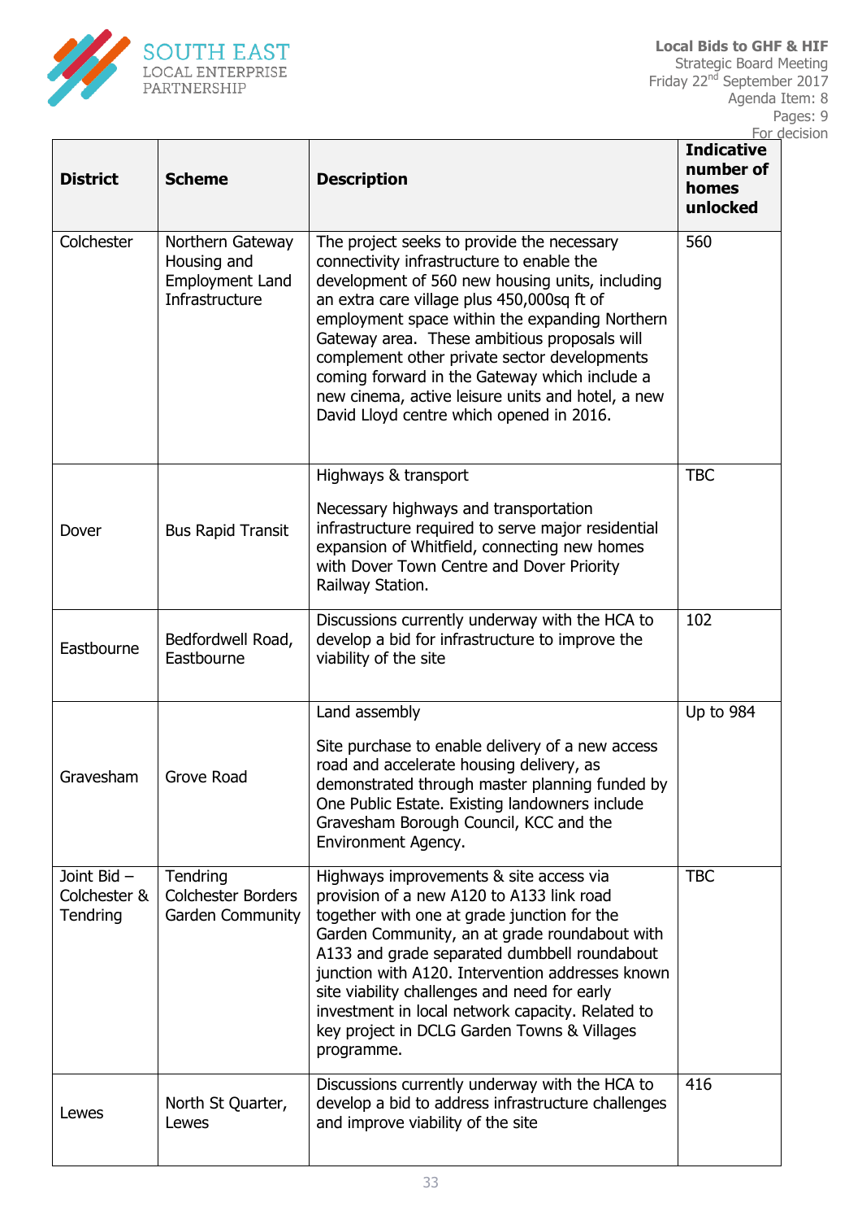| District | Scheme | Description | Indicative number of homes unlocked |
|---|---|---|---|
| Colchester | Northern Gateway Housing and Employment Land Infrastructure | The project seeks to provide the necessary connectivity infrastructure to enable the development of 560 new housing units, including an extra care village plus 450,000sq ft of employment space within the expanding Northern Gateway area. These ambitious proposals will complement other private sector developments coming forward in the Gateway which include a new cinema, active leisure units and hotel, a new David Lloyd centre which opened in 2016. | 560 |
| Dover | Bus Rapid Transit | Highways & transport<br><br>Necessary highways and transportation infrastructure required to serve major residential expansion of Whitfield, connecting new homes with Dover Town Centre and Dover Priority Railway Station. | TBC |
| Eastbourne | Bedfordwell Road, Eastbourne | Discussions currently underway with the HCA to develop a bid for infrastructure to improve the viability of the site | 102 |
| Gravesham | Grove Road | Land assembly<br><br>Site purchase to enable delivery of a new access road and accelerate housing delivery, as demonstrated through master planning funded by One Public Estate. Existing landowners include Gravesham Borough Council, KCC and the Environment Agency. | Up to 984 |
| Joint Bid – Colchester & Tendring | Tendring Colchester Borders Garden Community | Highways improvements & site access via provision of a new A120 to A133 link road together with one at grade junction for the Garden Community, an at grade roundabout with A133 and grade separated dumbbell roundabout junction with A120. Intervention addresses known site viability challenges and need for early investment in local network capacity. Related to key project in DCLG Garden Towns & Villages programme. | TBC |
| Lewes | North St Quarter, Lewes | Discussions currently underway with the HCA to develop a bid to address infrastructure challenges and improve viability of the site | 416 |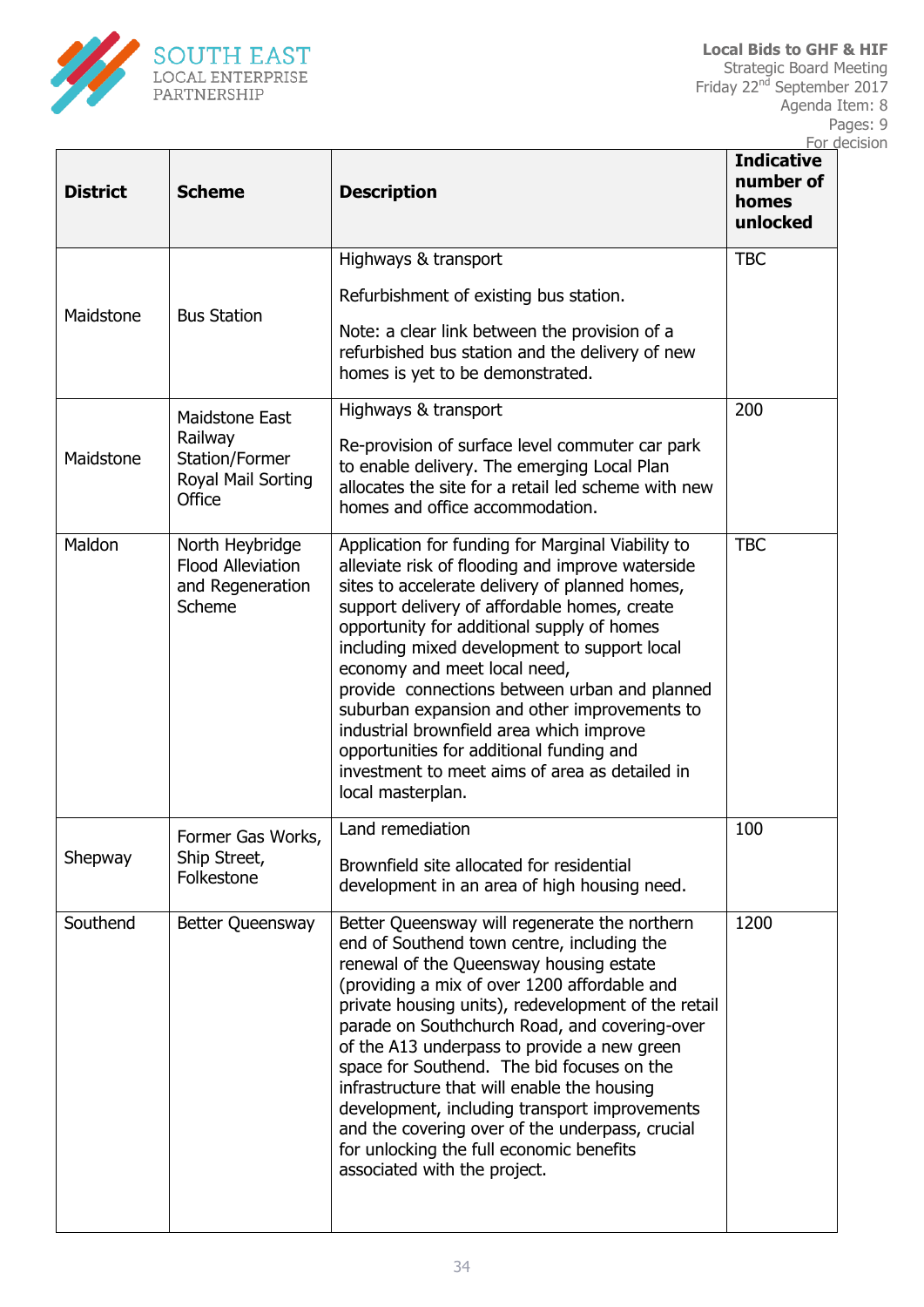| District | Scheme | Description | Indicative number of homes unlocked |
|---|---|---|---|
| Maidstone | Bus Station | Highways & transport<br><br>Refurbishment of existing bus station.<br><br>Note: a clear link between the provision of a refurbished bus station and the delivery of new homes is yet to be demonstrated. | TBC |
| Maidstone | Maidstone East Railway Station/Former Royal Mail Sorting Office | Highways & transport<br><br>Re-provision of surface level commuter car park to enable delivery. The emerging Local Plan allocates the site for a retail led scheme with new homes and office accommodation. | 200 |
| Maldon | North Heybridge Flood Alleviation and Regeneration Scheme | Application for funding for Marginal Viability to alleviate risk of flooding and improve waterside sites to accelerate delivery of planned homes, support delivery of affordable homes, create opportunity for additional supply of homes including mixed development to support local economy and meet local need, provide connections between urban and planned suburban expansion and other improvements to industrial brownfield area which improve opportunities for additional funding and investment to meet aims of area as detailed in local masterplan. | TBC |
| Shepway | Former Gas Works, Ship Street, Folkestone | Land remediation<br><br>Brownfield site allocated for residential development in an area of high housing need. | 100 |
| Southend | Better Queensway | Better Queensway will regenerate the northern end of Southend town centre, including the renewal of the Queensway housing estate (providing a mix of over 1200 affordable and private housing units), redevelopment of the retail parade on Southchurch Road, and covering-over of the A13 underpass to provide a new green space for Southend. The bid focuses on the infrastructure that will enable the housing development, including transport improvements and the covering over of the underpass, crucial for unlocking the full economic benefits associated with the project. | 1200 |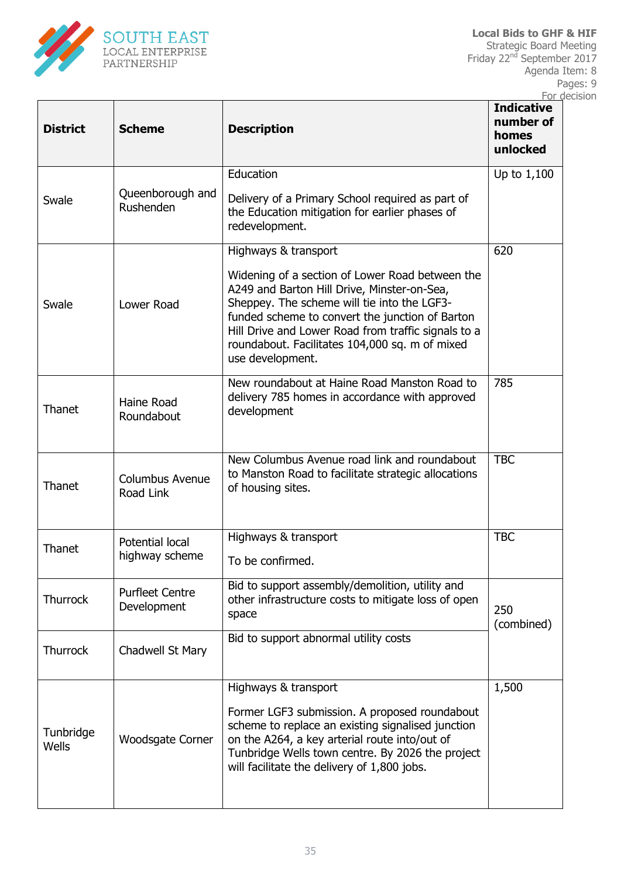| District | Scheme | Description | Indicative number of homes unlocked |
|---|---|---|---|
| Swale | Queenborough and Rushenden | Education<br><br>Delivery of a Primary School required as part of the Education mitigation for earlier phases of redevelopment. | Up to 1,100 |
| Swale | Lower Road | Highways & transport<br><br>Widening of a section of Lower Road between the A249 and Barton Hill Drive, Minster-on-Sea, Sheppey. The scheme will tie into the LGF3-funded scheme to convert the junction of Barton Hill Drive and Lower Road from traffic signals to a roundabout. Facilitates 104,000 sq. m of mixed use development. | 620 |
| Thanet | Haine Road Roundabout | New roundabout at Haine Road Manston Road to delivery 785 homes in accordance with approved development | 785 |
| Thanet | Columbus Avenue Road Link | New Columbus Avenue road link and roundabout to Manston Road to facilitate strategic allocations of housing sites. | TBC |
| Thanet | Potential local highway scheme | Highways & transport<br><br>To be confirmed. | TBC |
| Thurrock | Purfleet Centre Development | Bid to support assembly/demolition, utility and other infrastructure costs to mitigate loss of open space | 250 (combined) |
| Thurrock | Chadwell St Mary | Bid to support abnormal utility costs | |
| Tunbridge Wells | Woodsgate Corner | Highways & transport<br><br>Former LGF3 submission. A proposed roundabout scheme to replace an existing signalised junction on the A264, a key arterial route into/out of Tunbridge Wells town centre. By 2026 the project will facilitate the delivery of 1,800 jobs. | 1,500 |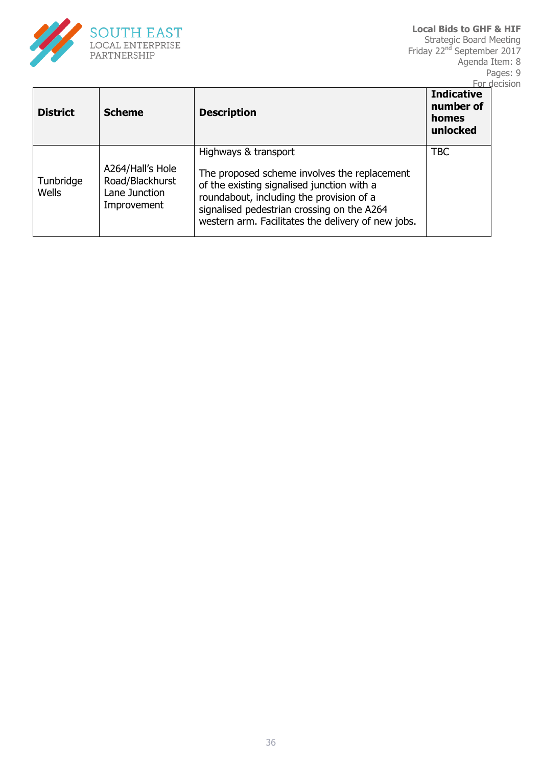| District | Scheme | Description | Indicative number of homes unlocked |
|---|---|---|---|
| Tunbridge Wells | A264/Hall's Hole Road/Blackhurst Lane Junction Improvement | Highways & transport<br><br>The proposed scheme involves the replacement of the existing signalised junction with a roundabout, including the provision of a signalised pedestrian crossing on the A264 western arm. Facilitates the delivery of new jobs. | TBC |